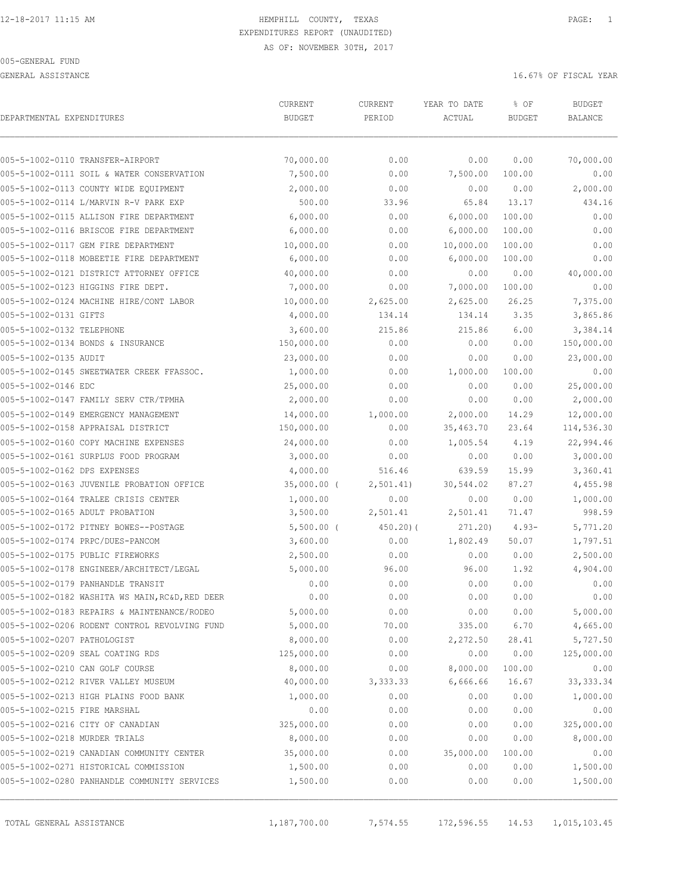HEMPHILL COUNTY, TEXAS
EXPENDITURES REPORT (UNAUDITED)
AS OF: NOVEMBER 30TH, 2017

005-GENERAL FUND

GENERAL ASSISTANCE — 16.67% OF FISCAL YEAR

| DEPARTMENTAL EXPENDITURES | CURRENT BUDGET | CURRENT PERIOD | YEAR TO DATE ACTUAL | % OF BUDGET | BUDGET BALANCE |
|---|---|---|---|---|---|
| 005-5-1002-0110 TRANSFER-AIRPORT | 70,000.00 | 0.00 | 0.00 | 0.00 | 70,000.00 |
| 005-5-1002-0111 SOIL & WATER CONSERVATION | 7,500.00 | 0.00 | 7,500.00 | 100.00 | 0.00 |
| 005-5-1002-0113 COUNTY WIDE EQUIPMENT | 2,000.00 | 0.00 | 0.00 | 0.00 | 2,000.00 |
| 005-5-1002-0114 L/MARVIN R-V PARK EXP | 500.00 | 33.96 | 65.84 | 13.17 | 434.16 |
| 005-5-1002-0115 ALLISON FIRE DEPARTMENT | 6,000.00 | 0.00 | 6,000.00 | 100.00 | 0.00 |
| 005-5-1002-0116 BRISCOE FIRE DEPARTMENT | 6,000.00 | 0.00 | 6,000.00 | 100.00 | 0.00 |
| 005-5-1002-0117 GEM FIRE DEPARTMENT | 10,000.00 | 0.00 | 10,000.00 | 100.00 | 0.00 |
| 005-5-1002-0118 MOBEETIE FIRE DEPARTMENT | 6,000.00 | 0.00 | 6,000.00 | 100.00 | 0.00 |
| 005-5-1002-0121 DISTRICT ATTORNEY OFFICE | 40,000.00 | 0.00 | 0.00 | 0.00 | 40,000.00 |
| 005-5-1002-0123 HIGGINS FIRE DEPT. | 7,000.00 | 0.00 | 7,000.00 | 100.00 | 0.00 |
| 005-5-1002-0124 MACHINE HIRE/CONT LABOR | 10,000.00 | 2,625.00 | 2,625.00 | 26.25 | 7,375.00 |
| 005-5-1002-0131 GIFTS | 4,000.00 | 134.14 | 134.14 | 3.35 | 3,865.86 |
| 005-5-1002-0132 TELEPHONE | 3,600.00 | 215.86 | 215.86 | 6.00 | 3,384.14 |
| 005-5-1002-0134 BONDS & INSURANCE | 150,000.00 | 0.00 | 0.00 | 0.00 | 150,000.00 |
| 005-5-1002-0135 AUDIT | 23,000.00 | 0.00 | 0.00 | 0.00 | 23,000.00 |
| 005-5-1002-0145 SWEETWATER CREEK FFASSOC. | 1,000.00 | 0.00 | 1,000.00 | 100.00 | 0.00 |
| 005-5-1002-0146 EDC | 25,000.00 | 0.00 | 0.00 | 0.00 | 25,000.00 |
| 005-5-1002-0147 FAMILY SERV CTR/TPMHA | 2,000.00 | 0.00 | 0.00 | 0.00 | 2,000.00 |
| 005-5-1002-0149 EMERGENCY MANAGEMENT | 14,000.00 | 1,000.00 | 2,000.00 | 14.29 | 12,000.00 |
| 005-5-1002-0158 APPRAISAL DISTRICT | 150,000.00 | 0.00 | 35,463.70 | 23.64 | 114,536.30 |
| 005-5-1002-0160 COPY MACHINE EXPENSES | 24,000.00 | 0.00 | 1,005.54 | 4.19 | 22,994.46 |
| 005-5-1002-0161 SURPLUS FOOD PROGRAM | 3,000.00 | 0.00 | 0.00 | 0.00 | 3,000.00 |
| 005-5-1002-0162 DPS EXPENSES | 4,000.00 | 516.46 | 639.59 | 15.99 | 3,360.41 |
| 005-5-1002-0163 JUVENILE PROBATION OFFICE | 35,000.00 | ( 2,501.41) | 30,544.02 | 87.27 | 4,455.98 |
| 005-5-1002-0164 TRALEE CRISIS CENTER | 1,000.00 | 0.00 | 0.00 | 0.00 | 1,000.00 |
| 005-5-1002-0165 ADULT PROBATION | 3,500.00 | 2,501.41 | 2,501.41 | 71.47 | 998.59 |
| 005-5-1002-0172 PITNEY BOWES--POSTAGE | 5,500.00 | ( 450.20) | ( 271.20) | 4.93- | 5,771.20 |
| 005-5-1002-0174 PRPC/DUES-PANCOM | 3,600.00 | 0.00 | 1,802.49 | 50.07 | 1,797.51 |
| 005-5-1002-0175 PUBLIC FIREWORKS | 2,500.00 | 0.00 | 0.00 | 0.00 | 2,500.00 |
| 005-5-1002-0178 ENGINEER/ARCHITECT/LEGAL | 5,000.00 | 96.00 | 96.00 | 1.92 | 4,904.00 |
| 005-5-1002-0179 PANHANDLE TRANSIT | 0.00 | 0.00 | 0.00 | 0.00 | 0.00 |
| 005-5-1002-0182 WASHITA WS MAIN,RC&D,RED DEER | 0.00 | 0.00 | 0.00 | 0.00 | 0.00 |
| 005-5-1002-0183 REPAIRS & MAINTENANCE/RODEO | 5,000.00 | 0.00 | 0.00 | 0.00 | 5,000.00 |
| 005-5-1002-0206 RODENT CONTROL REVOLVING FUND | 5,000.00 | 70.00 | 335.00 | 6.70 | 4,665.00 |
| 005-5-1002-0207 PATHOLOGIST | 8,000.00 | 0.00 | 2,272.50 | 28.41 | 5,727.50 |
| 005-5-1002-0209 SEAL COATING RDS | 125,000.00 | 0.00 | 0.00 | 0.00 | 125,000.00 |
| 005-5-1002-0210 CAN GOLF COURSE | 8,000.00 | 0.00 | 8,000.00 | 100.00 | 0.00 |
| 005-5-1002-0212 RIVER VALLEY MUSEUM | 40,000.00 | 3,333.33 | 6,666.66 | 16.67 | 33,333.34 |
| 005-5-1002-0213 HIGH PLAINS FOOD BANK | 1,000.00 | 0.00 | 0.00 | 0.00 | 1,000.00 |
| 005-5-1002-0215 FIRE MARSHAL | 0.00 | 0.00 | 0.00 | 0.00 | 0.00 |
| 005-5-1002-0216 CITY OF CANADIAN | 325,000.00 | 0.00 | 0.00 | 0.00 | 325,000.00 |
| 005-5-1002-0218 MURDER TRIALS | 8,000.00 | 0.00 | 0.00 | 0.00 | 8,000.00 |
| 005-5-1002-0219 CANADIAN COMMUNITY CENTER | 35,000.00 | 0.00 | 35,000.00 | 100.00 | 0.00 |
| 005-5-1002-0271 HISTORICAL COMMISSION | 1,500.00 | 0.00 | 0.00 | 0.00 | 1,500.00 |
| 005-5-1002-0280 PANHANDLE COMMUNITY SERVICES | 1,500.00 | 0.00 | 0.00 | 0.00 | 1,500.00 |
| TOTAL GENERAL ASSISTANCE | 1,187,700.00 | 7,574.55 | 172,596.55 | 14.53 | 1,015,103.45 |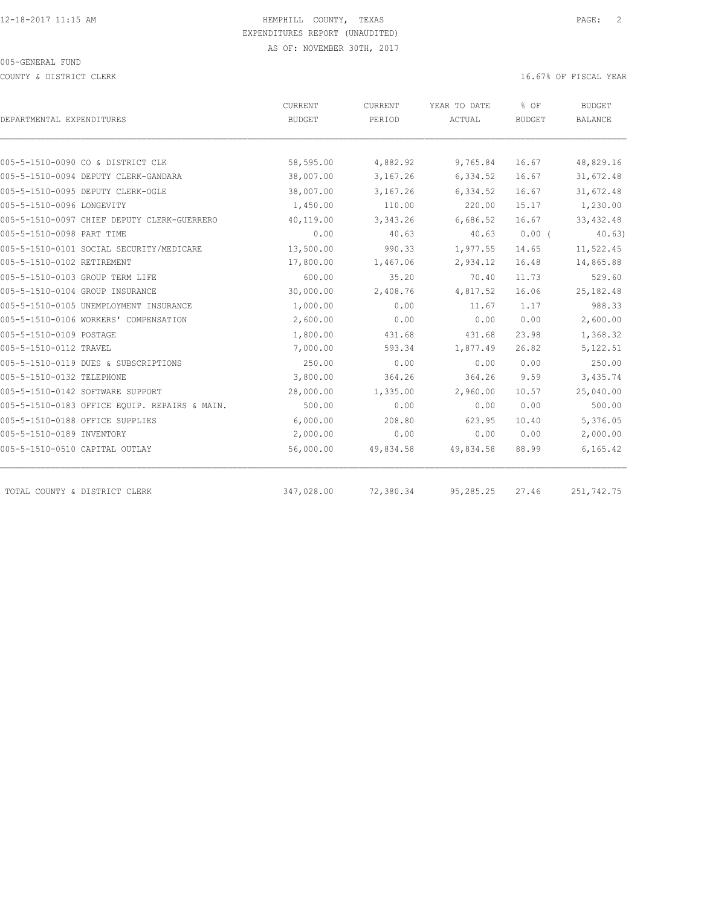HEMPHILL COUNTY, TEXAS
EXPENDITURES REPORT (UNAUDITED)
AS OF: NOVEMBER 30TH, 2017

005-GENERAL FUND

COUNTY & DISTRICT CLERK

16.67% OF FISCAL YEAR

| DEPARTMENTAL EXPENDITURES | CURRENT BUDGET | CURRENT PERIOD | YEAR TO DATE ACTUAL | % OF BUDGET | BUDGET BALANCE |
|---|---|---|---|---|---|
| 005-5-1510-0090 CO & DISTRICT CLK | 58,595.00 | 4,882.92 | 9,765.84 | 16.67 | 48,829.16 |
| 005-5-1510-0094 DEPUTY CLERK-GANDARA | 38,007.00 | 3,167.26 | 6,334.52 | 16.67 | 31,672.48 |
| 005-5-1510-0095 DEPUTY CLERK-OGLE | 38,007.00 | 3,167.26 | 6,334.52 | 16.67 | 31,672.48 |
| 005-5-1510-0096 LONGEVITY | 1,450.00 | 110.00 | 220.00 | 15.17 | 1,230.00 |
| 005-5-1510-0097 CHIEF DEPUTY CLERK-GUERRERO | 40,119.00 | 3,343.26 | 6,686.52 | 16.67 | 33,432.48 |
| 005-5-1510-0098 PART TIME | 0.00 | 40.63 | 40.63 | 0.00 ( | 40.63) |
| 005-5-1510-0101 SOCIAL SECURITY/MEDICARE | 13,500.00 | 990.33 | 1,977.55 | 14.65 | 11,522.45 |
| 005-5-1510-0102 RETIREMENT | 17,800.00 | 1,467.06 | 2,934.12 | 16.48 | 14,865.88 |
| 005-5-1510-0103 GROUP TERM LIFE | 600.00 | 35.20 | 70.40 | 11.73 | 529.60 |
| 005-5-1510-0104 GROUP INSURANCE | 30,000.00 | 2,408.76 | 4,817.52 | 16.06 | 25,182.48 |
| 005-5-1510-0105 UNEMPLOYMENT INSURANCE | 1,000.00 | 0.00 | 11.67 | 1.17 | 988.33 |
| 005-5-1510-0106 WORKERS' COMPENSATION | 2,600.00 | 0.00 | 0.00 | 0.00 | 2,600.00 |
| 005-5-1510-0109 POSTAGE | 1,800.00 | 431.68 | 431.68 | 23.98 | 1,368.32 |
| 005-5-1510-0112 TRAVEL | 7,000.00 | 593.34 | 1,877.49 | 26.82 | 5,122.51 |
| 005-5-1510-0119 DUES & SUBSCRIPTIONS | 250.00 | 0.00 | 0.00 | 0.00 | 250.00 |
| 005-5-1510-0132 TELEPHONE | 3,800.00 | 364.26 | 364.26 | 9.59 | 3,435.74 |
| 005-5-1510-0142 SOFTWARE SUPPORT | 28,000.00 | 1,335.00 | 2,960.00 | 10.57 | 25,040.00 |
| 005-5-1510-0183 OFFICE EQUIP. REPAIRS & MAIN. | 500.00 | 0.00 | 0.00 | 0.00 | 500.00 |
| 005-5-1510-0188 OFFICE SUPPLIES | 6,000.00 | 208.80 | 623.95 | 10.40 | 5,376.05 |
| 005-5-1510-0189 INVENTORY | 2,000.00 | 0.00 | 0.00 | 0.00 | 2,000.00 |
| 005-5-1510-0510 CAPITAL OUTLAY | 56,000.00 | 49,834.58 | 49,834.58 | 88.99 | 6,165.42 |
| TOTAL COUNTY & DISTRICT CLERK | 347,028.00 | 72,380.34 | 95,285.25 | 27.46 | 251,742.75 |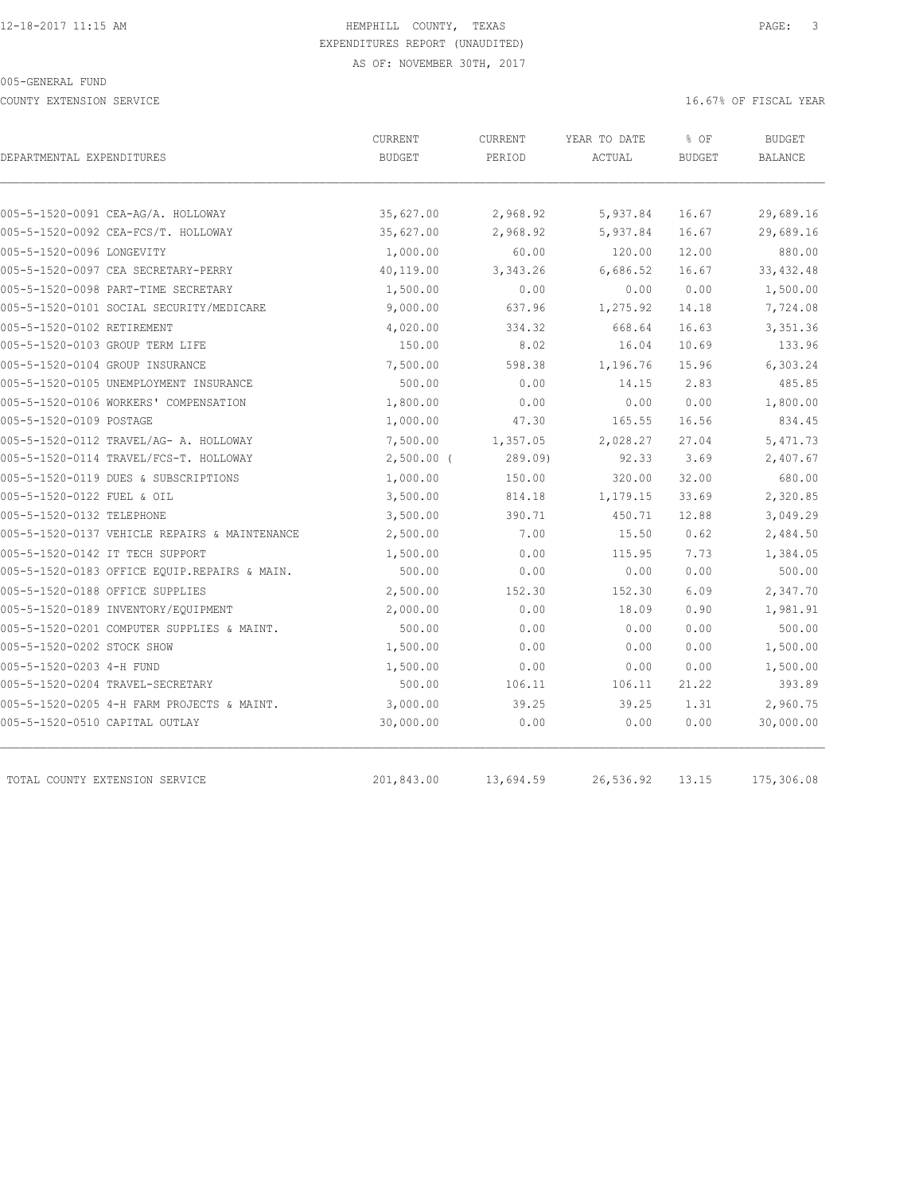HEMPHILL COUNTY, TEXAS
EXPENDITURES REPORT (UNAUDITED)
AS OF: NOVEMBER 30TH, 2017

005-GENERAL FUND

COUNTY EXTENSION SERVICE

16.67% OF FISCAL YEAR

| DEPARTMENTAL EXPENDITURES | CURRENT BUDGET | CURRENT PERIOD | YEAR TO DATE ACTUAL | % OF BUDGET | BUDGET BALANCE |
|---|---|---|---|---|---|
| 005-5-1520-0091 CEA-AG/A. HOLLOWAY | 35,627.00 | 2,968.92 | 5,937.84 | 16.67 | 29,689.16 |
| 005-5-1520-0092 CEA-FCS/T. HOLLOWAY | 35,627.00 | 2,968.92 | 5,937.84 | 16.67 | 29,689.16 |
| 005-5-1520-0096 LONGEVITY | 1,000.00 | 60.00 | 120.00 | 12.00 | 880.00 |
| 005-5-1520-0097 CEA SECRETARY-PERRY | 40,119.00 | 3,343.26 | 6,686.52 | 16.67 | 33,432.48 |
| 005-5-1520-0098 PART-TIME SECRETARY | 1,500.00 | 0.00 | 0.00 | 0.00 | 1,500.00 |
| 005-5-1520-0101 SOCIAL SECURITY/MEDICARE | 9,000.00 | 637.96 | 1,275.92 | 14.18 | 7,724.08 |
| 005-5-1520-0102 RETIREMENT | 4,020.00 | 334.32 | 668.64 | 16.63 | 3,351.36 |
| 005-5-1520-0103 GROUP TERM LIFE | 150.00 | 8.02 | 16.04 | 10.69 | 133.96 |
| 005-5-1520-0104 GROUP INSURANCE | 7,500.00 | 598.38 | 1,196.76 | 15.96 | 6,303.24 |
| 005-5-1520-0105 UNEMPLOYMENT INSURANCE | 500.00 | 0.00 | 14.15 | 2.83 | 485.85 |
| 005-5-1520-0106 WORKERS' COMPENSATION | 1,800.00 | 0.00 | 0.00 | 0.00 | 1,800.00 |
| 005-5-1520-0109 POSTAGE | 1,000.00 | 47.30 | 165.55 | 16.56 | 834.45 |
| 005-5-1520-0112 TRAVEL/AG- A. HOLLOWAY | 7,500.00 | 1,357.05 | 2,028.27 | 27.04 | 5,471.73 |
| 005-5-1520-0114 TRAVEL/FCS-T. HOLLOWAY | 2,500.00 | ( 289.09) | 92.33 | 3.69 | 2,407.67 |
| 005-5-1520-0119 DUES & SUBSCRIPTIONS | 1,000.00 | 150.00 | 320.00 | 32.00 | 680.00 |
| 005-5-1520-0122 FUEL & OIL | 3,500.00 | 814.18 | 1,179.15 | 33.69 | 2,320.85 |
| 005-5-1520-0132 TELEPHONE | 3,500.00 | 390.71 | 450.71 | 12.88 | 3,049.29 |
| 005-5-1520-0137 VEHICLE REPAIRS & MAINTENANCE | 2,500.00 | 7.00 | 15.50 | 0.62 | 2,484.50 |
| 005-5-1520-0142 IT TECH SUPPORT | 1,500.00 | 0.00 | 115.95 | 7.73 | 1,384.05 |
| 005-5-1520-0183 OFFICE EQUIP.REPAIRS & MAIN. | 500.00 | 0.00 | 0.00 | 0.00 | 500.00 |
| 005-5-1520-0188 OFFICE SUPPLIES | 2,500.00 | 152.30 | 152.30 | 6.09 | 2,347.70 |
| 005-5-1520-0189 INVENTORY/EQUIPMENT | 2,000.00 | 0.00 | 18.09 | 0.90 | 1,981.91 |
| 005-5-1520-0201 COMPUTER SUPPLIES & MAINT. | 500.00 | 0.00 | 0.00 | 0.00 | 500.00 |
| 005-5-1520-0202 STOCK SHOW | 1,500.00 | 0.00 | 0.00 | 0.00 | 1,500.00 |
| 005-5-1520-0203 4-H FUND | 1,500.00 | 0.00 | 0.00 | 0.00 | 1,500.00 |
| 005-5-1520-0204 TRAVEL-SECRETARY | 500.00 | 106.11 | 106.11 | 21.22 | 393.89 |
| 005-5-1520-0205 4-H FARM PROJECTS & MAINT. | 3,000.00 | 39.25 | 39.25 | 1.31 | 2,960.75 |
| 005-5-1520-0510 CAPITAL OUTLAY | 30,000.00 | 0.00 | 0.00 | 0.00 | 30,000.00 |
| TOTAL COUNTY EXTENSION SERVICE | 201,843.00 | 13,694.59 | 26,536.92 | 13.15 | 175,306.08 |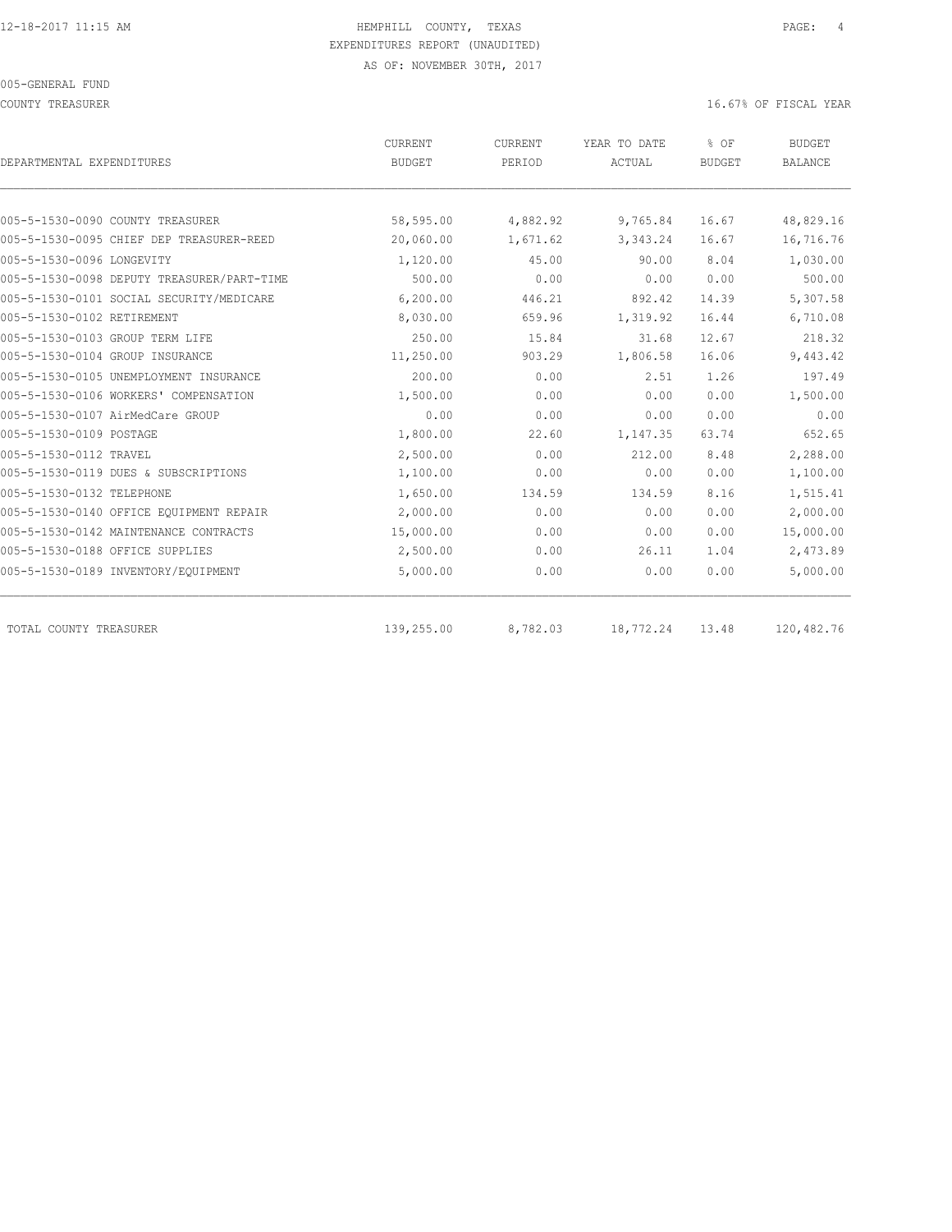12-18-2017 11:15 AM HEMPHILL COUNTY, TEXAS

EXPENDITURES REPORT (UNAUDITED)

AS OF: NOVEMBER 30TH, 2017

005-GENERAL FUND

COUNTY TREASURER 16.67% OF FISCAL YEAR

| DEPARTMENTAL EXPENDITURES | CURRENT BUDGET | CURRENT PERIOD | YEAR TO DATE ACTUAL | % OF BUDGET | BUDGET BALANCE |
|---|---|---|---|---|---|
| 005-5-1530-0090 COUNTY TREASURER | 58,595.00 | 4,882.92 | 9,765.84 | 16.67 | 48,829.16 |
| 005-5-1530-0095 CHIEF DEP TREASURER-REED | 20,060.00 | 1,671.62 | 3,343.24 | 16.67 | 16,716.76 |
| 005-5-1530-0096 LONGEVITY | 1,120.00 | 45.00 | 90.00 | 8.04 | 1,030.00 |
| 005-5-1530-0098 DEPUTY TREASURER/PART-TIME | 500.00 | 0.00 | 0.00 | 0.00 | 500.00 |
| 005-5-1530-0101 SOCIAL SECURITY/MEDICARE | 6,200.00 | 446.21 | 892.42 | 14.39 | 5,307.58 |
| 005-5-1530-0102 RETIREMENT | 8,030.00 | 659.96 | 1,319.92 | 16.44 | 6,710.08 |
| 005-5-1530-0103 GROUP TERM LIFE | 250.00 | 15.84 | 31.68 | 12.67 | 218.32 |
| 005-5-1530-0104 GROUP INSURANCE | 11,250.00 | 903.29 | 1,806.58 | 16.06 | 9,443.42 |
| 005-5-1530-0105 UNEMPLOYMENT INSURANCE | 200.00 | 0.00 | 2.51 | 1.26 | 197.49 |
| 005-5-1530-0106 WORKERS' COMPENSATION | 1,500.00 | 0.00 | 0.00 | 0.00 | 1,500.00 |
| 005-5-1530-0107 AirMedCare GROUP | 0.00 | 0.00 | 0.00 | 0.00 | 0.00 |
| 005-5-1530-0109 POSTAGE | 1,800.00 | 22.60 | 1,147.35 | 63.74 | 652.65 |
| 005-5-1530-0112 TRAVEL | 2,500.00 | 0.00 | 212.00 | 8.48 | 2,288.00 |
| 005-5-1530-0119 DUES & SUBSCRIPTIONS | 1,100.00 | 0.00 | 0.00 | 0.00 | 1,100.00 |
| 005-5-1530-0132 TELEPHONE | 1,650.00 | 134.59 | 134.59 | 8.16 | 1,515.41 |
| 005-5-1530-0140 OFFICE EQUIPMENT REPAIR | 2,000.00 | 0.00 | 0.00 | 0.00 | 2,000.00 |
| 005-5-1530-0142 MAINTENANCE CONTRACTS | 15,000.00 | 0.00 | 0.00 | 0.00 | 15,000.00 |
| 005-5-1530-0188 OFFICE SUPPLIES | 2,500.00 | 0.00 | 26.11 | 1.04 | 2,473.89 |
| 005-5-1530-0189 INVENTORY/EQUIPMENT | 5,000.00 | 0.00 | 0.00 | 0.00 | 5,000.00 |
| TOTAL COUNTY TREASURER | 139,255.00 | 8,782.03 | 18,772.24 | 13.48 | 120,482.76 |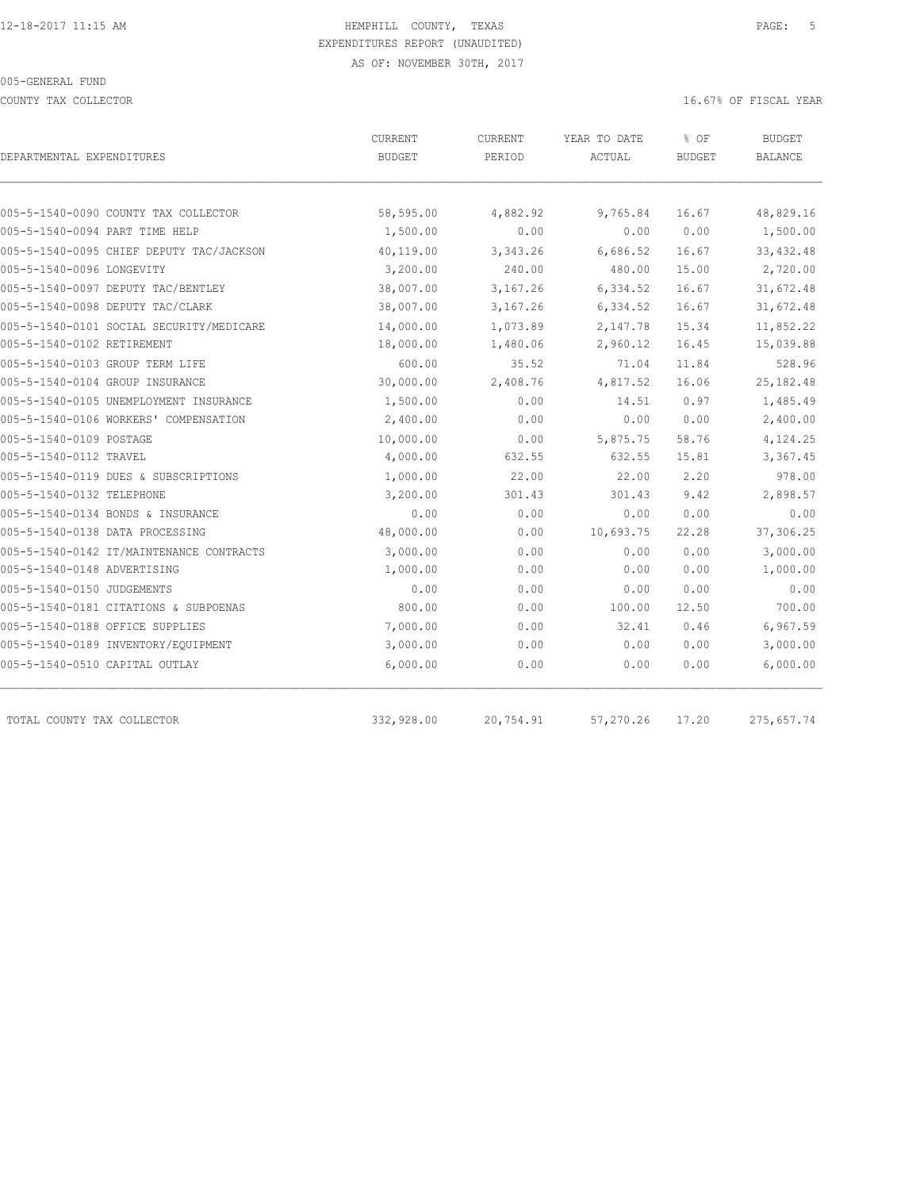HEMPHILL COUNTY, TEXAS
EXPENDITURES REPORT (UNAUDITED)
AS OF: NOVEMBER 30TH, 2017

005-GENERAL FUND

COUNTY TAX COLLECTOR

16.67% OF FISCAL YEAR

| DEPARTMENTAL EXPENDITURES | CURRENT BUDGET | CURRENT PERIOD | YEAR TO DATE ACTUAL | % OF BUDGET | BUDGET BALANCE |
|---|---|---|---|---|---|
| 005-5-1540-0090 COUNTY TAX COLLECTOR | 58,595.00 | 4,882.92 | 9,765.84 | 16.67 | 48,829.16 |
| 005-5-1540-0094 PART TIME HELP | 1,500.00 | 0.00 | 0.00 | 0.00 | 1,500.00 |
| 005-5-1540-0095 CHIEF DEPUTY TAC/JACKSON | 40,119.00 | 3,343.26 | 6,686.52 | 16.67 | 33,432.48 |
| 005-5-1540-0096 LONGEVITY | 3,200.00 | 240.00 | 480.00 | 15.00 | 2,720.00 |
| 005-5-1540-0097 DEPUTY TAC/BENTLEY | 38,007.00 | 3,167.26 | 6,334.52 | 16.67 | 31,672.48 |
| 005-5-1540-0098 DEPUTY TAC/CLARK | 38,007.00 | 3,167.26 | 6,334.52 | 16.67 | 31,672.48 |
| 005-5-1540-0101 SOCIAL SECURITY/MEDICARE | 14,000.00 | 1,073.89 | 2,147.78 | 15.34 | 11,852.22 |
| 005-5-1540-0102 RETIREMENT | 18,000.00 | 1,480.06 | 2,960.12 | 16.45 | 15,039.88 |
| 005-5-1540-0103 GROUP TERM LIFE | 600.00 | 35.52 | 71.04 | 11.84 | 528.96 |
| 005-5-1540-0104 GROUP INSURANCE | 30,000.00 | 2,408.76 | 4,817.52 | 16.06 | 25,182.48 |
| 005-5-1540-0105 UNEMPLOYMENT INSURANCE | 1,500.00 | 0.00 | 14.51 | 0.97 | 1,485.49 |
| 005-5-1540-0106 WORKERS' COMPENSATION | 2,400.00 | 0.00 | 0.00 | 0.00 | 2,400.00 |
| 005-5-1540-0109 POSTAGE | 10,000.00 | 0.00 | 5,875.75 | 58.76 | 4,124.25 |
| 005-5-1540-0112 TRAVEL | 4,000.00 | 632.55 | 632.55 | 15.81 | 3,367.45 |
| 005-5-1540-0119 DUES & SUBSCRIPTIONS | 1,000.00 | 22.00 | 22.00 | 2.20 | 978.00 |
| 005-5-1540-0132 TELEPHONE | 3,200.00 | 301.43 | 301.43 | 9.42 | 2,898.57 |
| 005-5-1540-0134 BONDS & INSURANCE | 0.00 | 0.00 | 0.00 | 0.00 | 0.00 |
| 005-5-1540-0138 DATA PROCESSING | 48,000.00 | 0.00 | 10,693.75 | 22.28 | 37,306.25 |
| 005-5-1540-0142 IT/MAINTENANCE CONTRACTS | 3,000.00 | 0.00 | 0.00 | 0.00 | 3,000.00 |
| 005-5-1540-0148 ADVERTISING | 1,000.00 | 0.00 | 0.00 | 0.00 | 1,000.00 |
| 005-5-1540-0150 JUDGEMENTS | 0.00 | 0.00 | 0.00 | 0.00 | 0.00 |
| 005-5-1540-0181 CITATIONS & SUBPOENAS | 800.00 | 0.00 | 100.00 | 12.50 | 700.00 |
| 005-5-1540-0188 OFFICE SUPPLIES | 7,000.00 | 0.00 | 32.41 | 0.46 | 6,967.59 |
| 005-5-1540-0189 INVENTORY/EQUIPMENT | 3,000.00 | 0.00 | 0.00 | 0.00 | 3,000.00 |
| 005-5-1540-0510 CAPITAL OUTLAY | 6,000.00 | 0.00 | 0.00 | 0.00 | 6,000.00 |
| TOTAL COUNTY TAX COLLECTOR | 332,928.00 | 20,754.91 | 57,270.26 | 17.20 | 275,657.74 |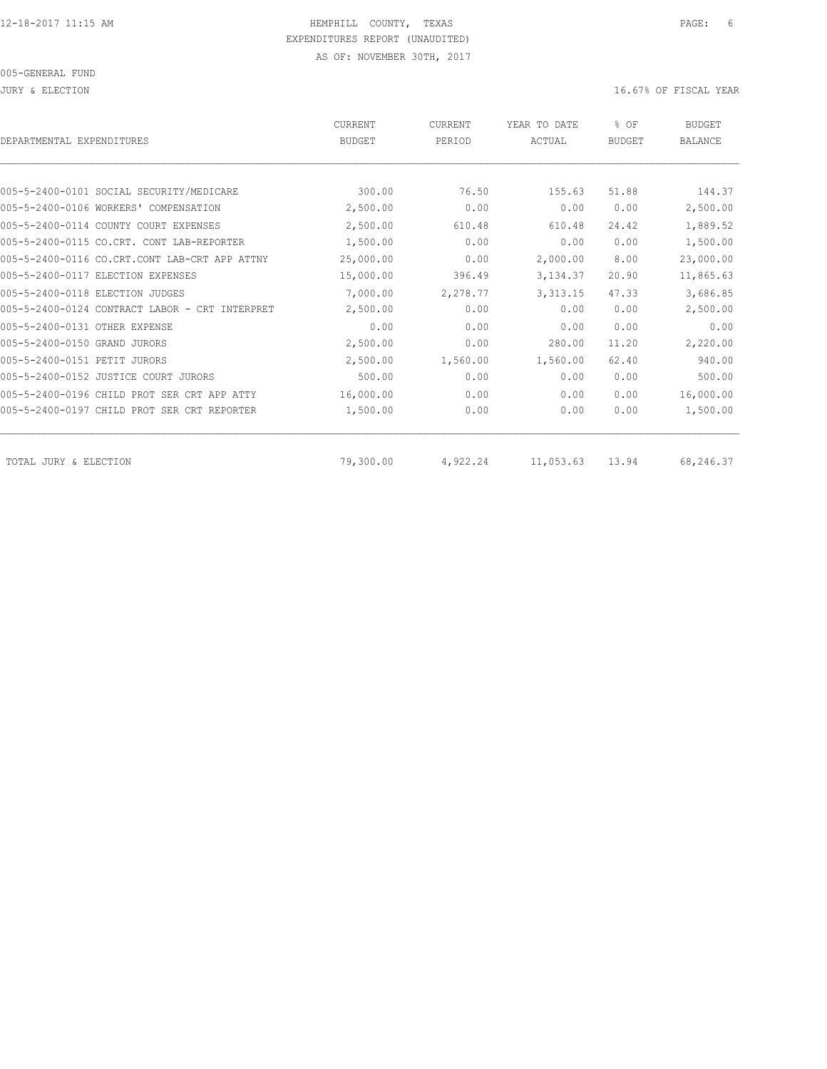HEMPHILL COUNTY, TEXAS
EXPENDITURES REPORT (UNAUDITED)
AS OF: NOVEMBER 30TH, 2017

005-GENERAL FUND

JURY & ELECTION

16.67% OF FISCAL YEAR

| DEPARTMENTAL EXPENDITURES | CURRENT BUDGET | CURRENT PERIOD | YEAR TO DATE ACTUAL | % OF BUDGET | BUDGET BALANCE |
|---|---|---|---|---|---|
| 005-5-2400-0101 SOCIAL SECURITY/MEDICARE | 300.00 | 76.50 | 155.63 | 51.88 | 144.37 |
| 005-5-2400-0106 WORKERS' COMPENSATION | 2,500.00 | 0.00 | 0.00 | 0.00 | 2,500.00 |
| 005-5-2400-0114 COUNTY COURT EXPENSES | 2,500.00 | 610.48 | 610.48 | 24.42 | 1,889.52 |
| 005-5-2400-0115 CO.CRT. CONT LAB-REPORTER | 1,500.00 | 0.00 | 0.00 | 0.00 | 1,500.00 |
| 005-5-2400-0116 CO.CRT.CONT LAB-CRT APP ATTNY | 25,000.00 | 0.00 | 2,000.00 | 8.00 | 23,000.00 |
| 005-5-2400-0117 ELECTION EXPENSES | 15,000.00 | 396.49 | 3,134.37 | 20.90 | 11,865.63 |
| 005-5-2400-0118 ELECTION JUDGES | 7,000.00 | 2,278.77 | 3,313.15 | 47.33 | 3,686.85 |
| 005-5-2400-0124 CONTRACT LABOR - CRT INTERPRET | 2,500.00 | 0.00 | 0.00 | 0.00 | 2,500.00 |
| 005-5-2400-0131 OTHER EXPENSE | 0.00 | 0.00 | 0.00 | 0.00 | 0.00 |
| 005-5-2400-0150 GRAND JURORS | 2,500.00 | 0.00 | 280.00 | 11.20 | 2,220.00 |
| 005-5-2400-0151 PETIT JURORS | 2,500.00 | 1,560.00 | 1,560.00 | 62.40 | 940.00 |
| 005-5-2400-0152 JUSTICE COURT JURORS | 500.00 | 0.00 | 0.00 | 0.00 | 500.00 |
| 005-5-2400-0196 CHILD PROT SER CRT APP ATTY | 16,000.00 | 0.00 | 0.00 | 0.00 | 16,000.00 |
| 005-5-2400-0197 CHILD PROT SER CRT REPORTER | 1,500.00 | 0.00 | 0.00 | 0.00 | 1,500.00 |
| TOTAL JURY & ELECTION | 79,300.00 | 4,922.24 | 11,053.63 | 13.94 | 68,246.37 |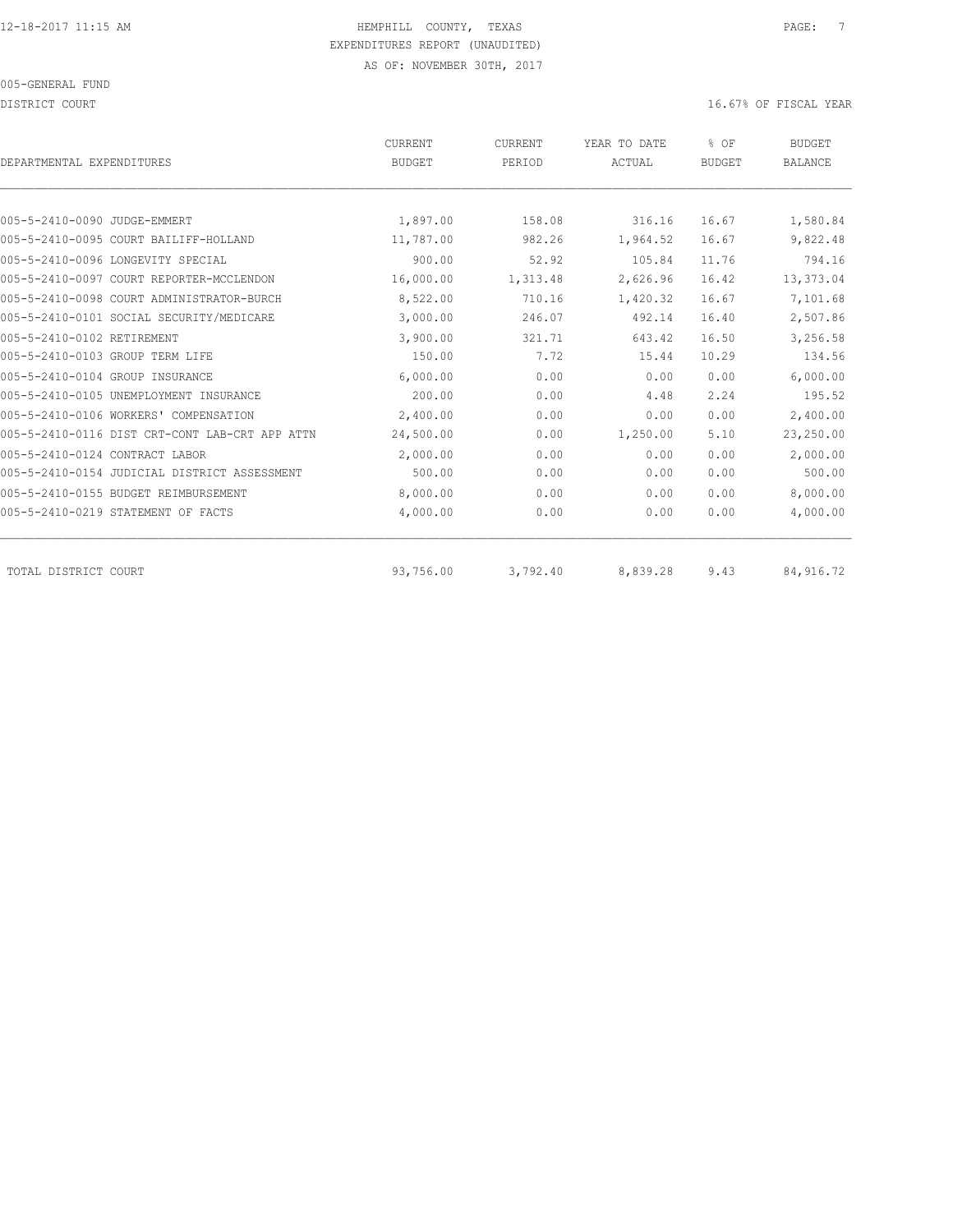HEMPHILL COUNTY, TEXAS

EXPENDITURES REPORT (UNAUDITED)

AS OF: NOVEMBER 30TH, 2017

005-GENERAL FUND

DISTRICT COURT

16.67% OF FISCAL YEAR

| DEPARTMENTAL EXPENDITURES | CURRENT BUDGET | CURRENT PERIOD | YEAR TO DATE ACTUAL | % OF BUDGET | BUDGET BALANCE |
|---|---|---|---|---|---|
| 005-5-2410-0090 JUDGE-EMMERT | 1,897.00 | 158.08 | 316.16 | 16.67 | 1,580.84 |
| 005-5-2410-0095 COURT BAILIFF-HOLLAND | 11,787.00 | 982.26 | 1,964.52 | 16.67 | 9,822.48 |
| 005-5-2410-0096 LONGEVITY SPECIAL | 900.00 | 52.92 | 105.84 | 11.76 | 794.16 |
| 005-5-2410-0097 COURT REPORTER-MCCLENDON | 16,000.00 | 1,313.48 | 2,626.96 | 16.42 | 13,373.04 |
| 005-5-2410-0098 COURT ADMINISTRATOR-BURCH | 8,522.00 | 710.16 | 1,420.32 | 16.67 | 7,101.68 |
| 005-5-2410-0101 SOCIAL SECURITY/MEDICARE | 3,000.00 | 246.07 | 492.14 | 16.40 | 2,507.86 |
| 005-5-2410-0102 RETIREMENT | 3,900.00 | 321.71 | 643.42 | 16.50 | 3,256.58 |
| 005-5-2410-0103 GROUP TERM LIFE | 150.00 | 7.72 | 15.44 | 10.29 | 134.56 |
| 005-5-2410-0104 GROUP INSURANCE | 6,000.00 | 0.00 | 0.00 | 0.00 | 6,000.00 |
| 005-5-2410-0105 UNEMPLOYMENT INSURANCE | 200.00 | 0.00 | 4.48 | 2.24 | 195.52 |
| 005-5-2410-0106 WORKERS' COMPENSATION | 2,400.00 | 0.00 | 0.00 | 0.00 | 2,400.00 |
| 005-5-2410-0116 DIST CRT-CONT LAB-CRT APP ATTN | 24,500.00 | 0.00 | 1,250.00 | 5.10 | 23,250.00 |
| 005-5-2410-0124 CONTRACT LABOR | 2,000.00 | 0.00 | 0.00 | 0.00 | 2,000.00 |
| 005-5-2410-0154 JUDICIAL DISTRICT ASSESSMENT | 500.00 | 0.00 | 0.00 | 0.00 | 500.00 |
| 005-5-2410-0155 BUDGET REIMBURSEMENT | 8,000.00 | 0.00 | 0.00 | 0.00 | 8,000.00 |
| 005-5-2410-0219 STATEMENT OF FACTS | 4,000.00 | 0.00 | 0.00 | 0.00 | 4,000.00 |
| TOTAL DISTRICT COURT | 93,756.00 | 3,792.40 | 8,839.28 | 9.43 | 84,916.72 |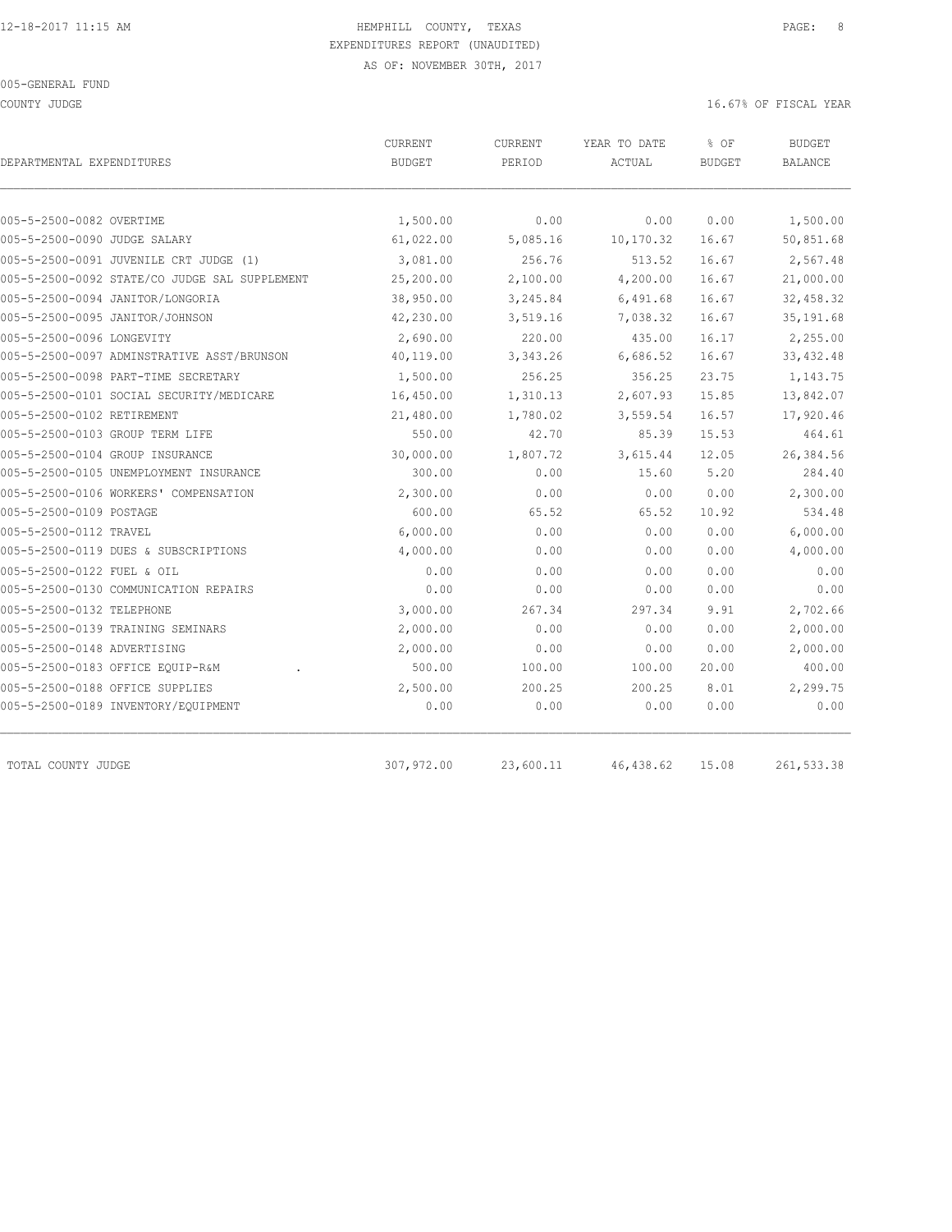12-18-2017 11:15 AM

HEMPHILL COUNTY, TEXAS
EXPENDITURES REPORT (UNAUDITED)
AS OF: NOVEMBER 30TH, 2017

005-GENERAL FUND

COUNTY JUDGE

16.67% OF FISCAL YEAR

| DEPARTMENTAL EXPENDITURES | CURRENT BUDGET | CURRENT PERIOD | YEAR TO DATE ACTUAL | % OF BUDGET | BUDGET BALANCE |
|---|---|---|---|---|---|
| 005-5-2500-0082 OVERTIME | 1,500.00 | 0.00 | 0.00 | 0.00 | 1,500.00 |
| 005-5-2500-0090 JUDGE SALARY | 61,022.00 | 5,085.16 | 10,170.32 | 16.67 | 50,851.68 |
| 005-5-2500-0091 JUVENILE CRT JUDGE (1) | 3,081.00 | 256.76 | 513.52 | 16.67 | 2,567.48 |
| 005-5-2500-0092 STATE/CO JUDGE SAL SUPPLEMENT | 25,200.00 | 2,100.00 | 4,200.00 | 16.67 | 21,000.00 |
| 005-5-2500-0094 JANITOR/LONGORIA | 38,950.00 | 3,245.84 | 6,491.68 | 16.67 | 32,458.32 |
| 005-5-2500-0095 JANITOR/JOHNSON | 42,230.00 | 3,519.16 | 7,038.32 | 16.67 | 35,191.68 |
| 005-5-2500-0096 LONGEVITY | 2,690.00 | 220.00 | 435.00 | 16.17 | 2,255.00 |
| 005-5-2500-0097 ADMINSTRATIVE ASST/BRUNSON | 40,119.00 | 3,343.26 | 6,686.52 | 16.67 | 33,432.48 |
| 005-5-2500-0098 PART-TIME SECRETARY | 1,500.00 | 256.25 | 356.25 | 23.75 | 1,143.75 |
| 005-5-2500-0101 SOCIAL SECURITY/MEDICARE | 16,450.00 | 1,310.13 | 2,607.93 | 15.85 | 13,842.07 |
| 005-5-2500-0102 RETIREMENT | 21,480.00 | 1,780.02 | 3,559.54 | 16.57 | 17,920.46 |
| 005-5-2500-0103 GROUP TERM LIFE | 550.00 | 42.70 | 85.39 | 15.53 | 464.61 |
| 005-5-2500-0104 GROUP INSURANCE | 30,000.00 | 1,807.72 | 3,615.44 | 12.05 | 26,384.56 |
| 005-5-2500-0105 UNEMPLOYMENT INSURANCE | 300.00 | 0.00 | 15.60 | 5.20 | 284.40 |
| 005-5-2500-0106 WORKERS' COMPENSATION | 2,300.00 | 0.00 | 0.00 | 0.00 | 2,300.00 |
| 005-5-2500-0109 POSTAGE | 600.00 | 65.52 | 65.52 | 10.92 | 534.48 |
| 005-5-2500-0112 TRAVEL | 6,000.00 | 0.00 | 0.00 | 0.00 | 6,000.00 |
| 005-5-2500-0119 DUES & SUBSCRIPTIONS | 4,000.00 | 0.00 | 0.00 | 0.00 | 4,000.00 |
| 005-5-2500-0122 FUEL & OIL | 0.00 | 0.00 | 0.00 | 0.00 | 0.00 |
| 005-5-2500-0130 COMMUNICATION REPAIRS | 0.00 | 0.00 | 0.00 | 0.00 | 0.00 |
| 005-5-2500-0132 TELEPHONE | 3,000.00 | 267.34 | 297.34 | 9.91 | 2,702.66 |
| 005-5-2500-0139 TRAINING SEMINARS | 2,000.00 | 0.00 | 0.00 | 0.00 | 2,000.00 |
| 005-5-2500-0148 ADVERTISING | 2,000.00 | 0.00 | 0.00 | 0.00 | 2,000.00 |
| 005-5-2500-0183 OFFICE EQUIP-R&M . | 500.00 | 100.00 | 100.00 | 20.00 | 400.00 |
| 005-5-2500-0188 OFFICE SUPPLIES | 2,500.00 | 200.25 | 200.25 | 8.01 | 2,299.75 |
| 005-5-2500-0189 INVENTORY/EQUIPMENT | 0.00 | 0.00 | 0.00 | 0.00 | 0.00 |
| TOTAL COUNTY JUDGE | 307,972.00 | 23,600.11 | 46,438.62 | 15.08 | 261,533.38 |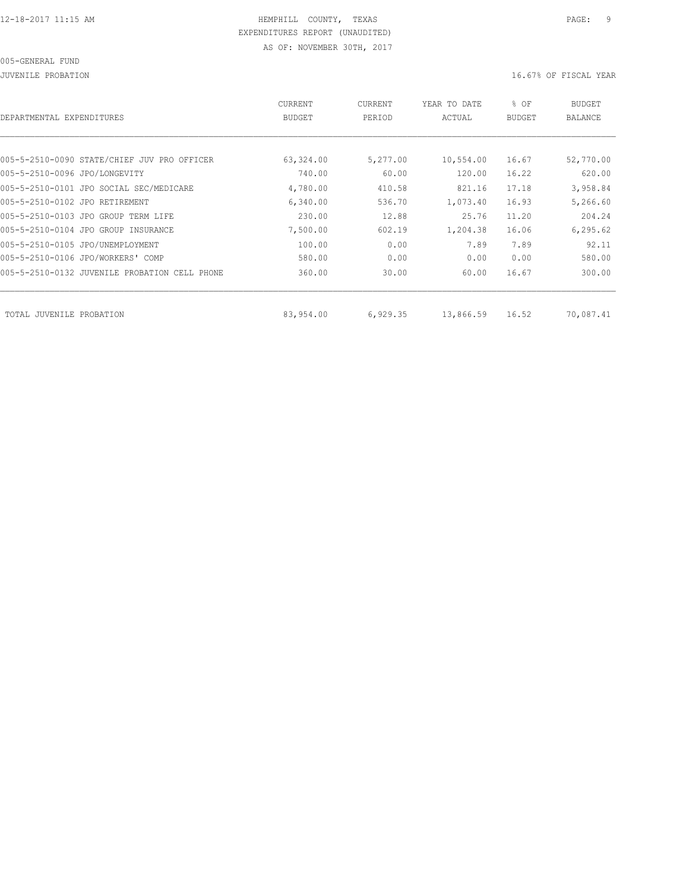HEMPHILL COUNTY, TEXAS
EXPENDITURES REPORT (UNAUDITED)
AS OF: NOVEMBER 30TH, 2017

005-GENERAL FUND

JUVENILE PROBATION

16.67% OF FISCAL YEAR

| DEPARTMENTAL EXPENDITURES | CURRENT BUDGET | CURRENT PERIOD | YEAR TO DATE ACTUAL | % OF BUDGET | BUDGET BALANCE |
|---|---|---|---|---|---|
| 005-5-2510-0090 STATE/CHIEF JUV PRO OFFICER | 63,324.00 | 5,277.00 | 10,554.00 | 16.67 | 52,770.00 |
| 005-5-2510-0096 JPO/LONGEVITY | 740.00 | 60.00 | 120.00 | 16.22 | 620.00 |
| 005-5-2510-0101 JPO SOCIAL SEC/MEDICARE | 4,780.00 | 410.58 | 821.16 | 17.18 | 3,958.84 |
| 005-5-2510-0102 JPO RETIREMENT | 6,340.00 | 536.70 | 1,073.40 | 16.93 | 5,266.60 |
| 005-5-2510-0103 JPO GROUP TERM LIFE | 230.00 | 12.88 | 25.76 | 11.20 | 204.24 |
| 005-5-2510-0104 JPO GROUP INSURANCE | 7,500.00 | 602.19 | 1,204.38 | 16.06 | 6,295.62 |
| 005-5-2510-0105 JPO/UNEMPLOYMENT | 100.00 | 0.00 | 7.89 | 7.89 | 92.11 |
| 005-5-2510-0106 JPO/WORKERS' COMP | 580.00 | 0.00 | 0.00 | 0.00 | 580.00 |
| 005-5-2510-0132 JUVENILE PROBATION CELL PHONE | 360.00 | 30.00 | 60.00 | 16.67 | 300.00 |
| TOTAL JUVENILE PROBATION | 83,954.00 | 6,929.35 | 13,866.59 | 16.52 | 70,087.41 |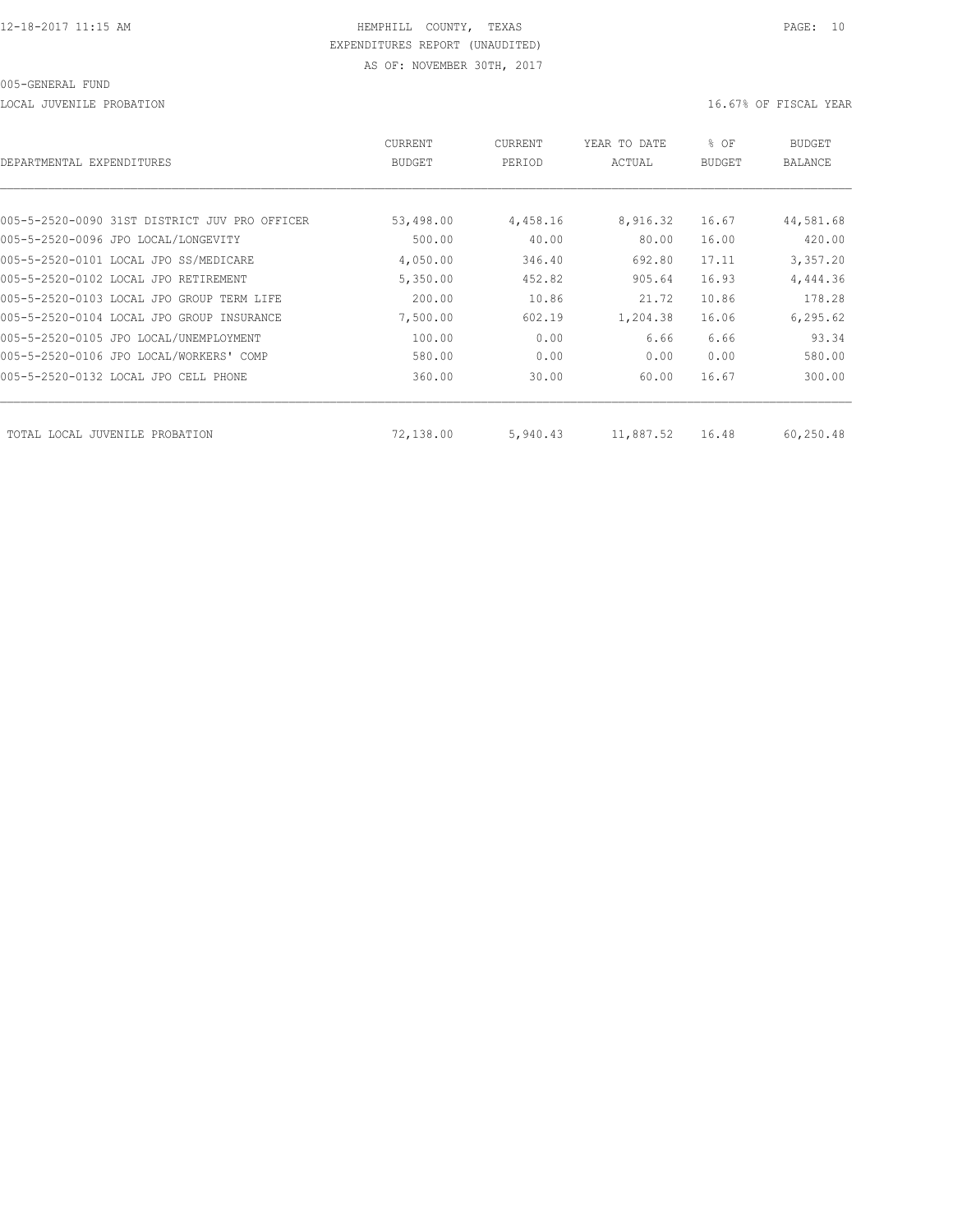HEMPHILL COUNTY, TEXAS
EXPENDITURES REPORT (UNAUDITED)
AS OF: NOVEMBER 30TH, 2017

005-GENERAL FUND

LOCAL JUVENILE PROBATION — 16.67% OF FISCAL YEAR

| DEPARTMENTAL EXPENDITURES | CURRENT BUDGET | CURRENT PERIOD | YEAR TO DATE ACTUAL | % OF BUDGET | BUDGET BALANCE |
|---|---|---|---|---|---|
| 005-5-2520-0090 31ST DISTRICT JUV PRO OFFICER | 53,498.00 | 4,458.16 | 8,916.32 | 16.67 | 44,581.68 |
| 005-5-2520-0096 JPO LOCAL/LONGEVITY | 500.00 | 40.00 | 80.00 | 16.00 | 420.00 |
| 005-5-2520-0101 LOCAL JPO SS/MEDICARE | 4,050.00 | 346.40 | 692.80 | 17.11 | 3,357.20 |
| 005-5-2520-0102 LOCAL JPO RETIREMENT | 5,350.00 | 452.82 | 905.64 | 16.93 | 4,444.36 |
| 005-5-2520-0103 LOCAL JPO GROUP TERM LIFE | 200.00 | 10.86 | 21.72 | 10.86 | 178.28 |
| 005-5-2520-0104 LOCAL JPO GROUP INSURANCE | 7,500.00 | 602.19 | 1,204.38 | 16.06 | 6,295.62 |
| 005-5-2520-0105 JPO LOCAL/UNEMPLOYMENT | 100.00 | 0.00 | 6.66 | 6.66 | 93.34 |
| 005-5-2520-0106 JPO LOCAL/WORKERS' COMP | 580.00 | 0.00 | 0.00 | 0.00 | 580.00 |
| 005-5-2520-0132 LOCAL JPO CELL PHONE | 360.00 | 30.00 | 60.00 | 16.67 | 300.00 |
| TOTAL LOCAL JUVENILE PROBATION | 72,138.00 | 5,940.43 | 11,887.52 | 16.48 | 60,250.48 |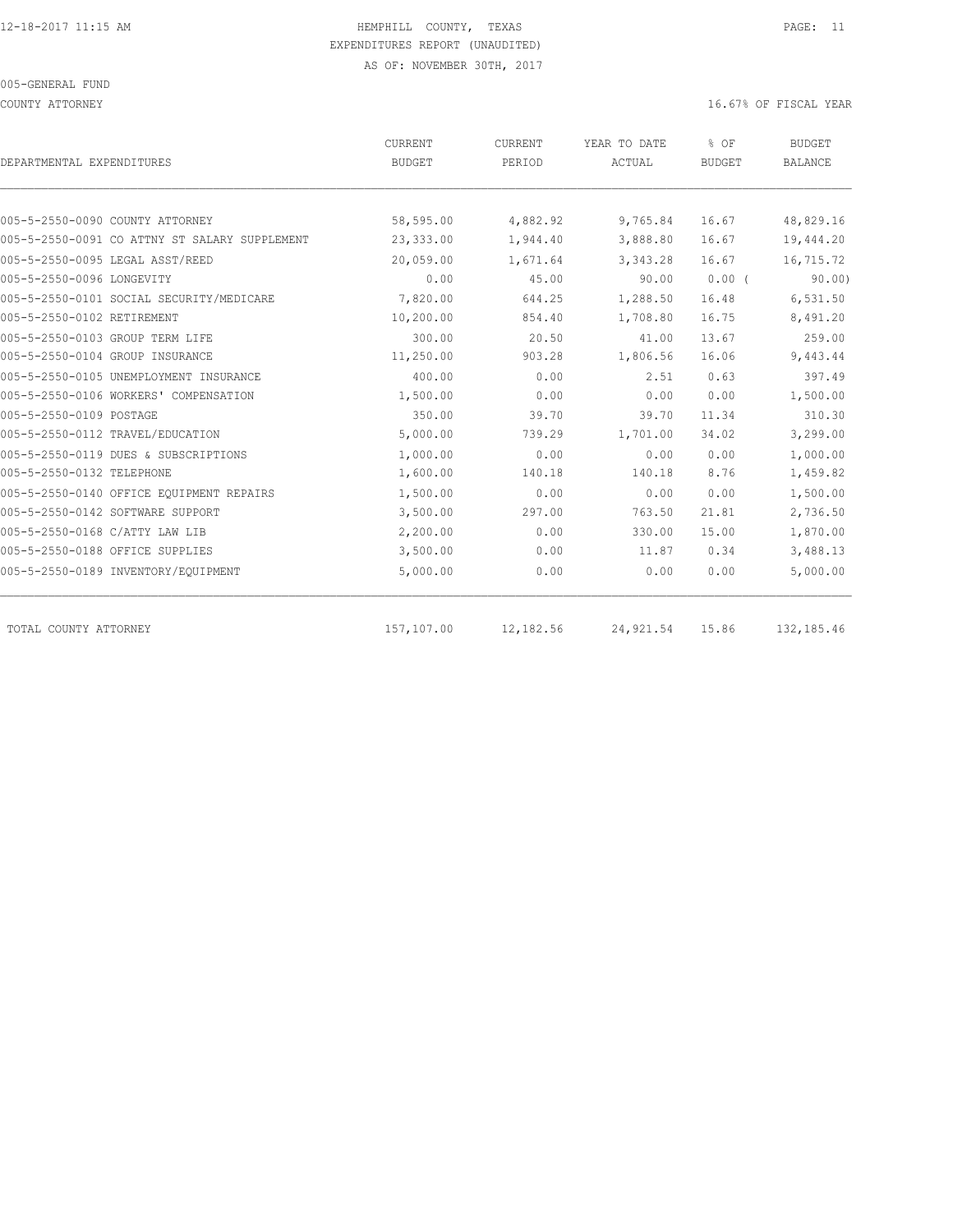HEMPHILL COUNTY, TEXAS
EXPENDITURES REPORT (UNAUDITED)
AS OF: NOVEMBER 30TH, 2017

005-GENERAL FUND

COUNTY ATTORNEY

16.67% OF FISCAL YEAR

| DEPARTMENTAL EXPENDITURES | CURRENT BUDGET | CURRENT PERIOD | YEAR TO DATE ACTUAL | % OF BUDGET | BUDGET BALANCE |
|---|---|---|---|---|---|
| 005-5-2550-0090 COUNTY ATTORNEY | 58,595.00 | 4,882.92 | 9,765.84 | 16.67 | 48,829.16 |
| 005-5-2550-0091 CO ATTNY ST SALARY SUPPLEMENT | 23,333.00 | 1,944.40 | 3,888.80 | 16.67 | 19,444.20 |
| 005-5-2550-0095 LEGAL ASST/REED | 20,059.00 | 1,671.64 | 3,343.28 | 16.67 | 16,715.72 |
| 005-5-2550-0096 LONGEVITY | 0.00 | 45.00 | 90.00 | 0.00 ( | 90.00) |
| 005-5-2550-0101 SOCIAL SECURITY/MEDICARE | 7,820.00 | 644.25 | 1,288.50 | 16.48 | 6,531.50 |
| 005-5-2550-0102 RETIREMENT | 10,200.00 | 854.40 | 1,708.80 | 16.75 | 8,491.20 |
| 005-5-2550-0103 GROUP TERM LIFE | 300.00 | 20.50 | 41.00 | 13.67 | 259.00 |
| 005-5-2550-0104 GROUP INSURANCE | 11,250.00 | 903.28 | 1,806.56 | 16.06 | 9,443.44 |
| 005-5-2550-0105 UNEMPLOYMENT INSURANCE | 400.00 | 0.00 | 2.51 | 0.63 | 397.49 |
| 005-5-2550-0106 WORKERS' COMPENSATION | 1,500.00 | 0.00 | 0.00 | 0.00 | 1,500.00 |
| 005-5-2550-0109 POSTAGE | 350.00 | 39.70 | 39.70 | 11.34 | 310.30 |
| 005-5-2550-0112 TRAVEL/EDUCATION | 5,000.00 | 739.29 | 1,701.00 | 34.02 | 3,299.00 |
| 005-5-2550-0119 DUES & SUBSCRIPTIONS | 1,000.00 | 0.00 | 0.00 | 0.00 | 1,000.00 |
| 005-5-2550-0132 TELEPHONE | 1,600.00 | 140.18 | 140.18 | 8.76 | 1,459.82 |
| 005-5-2550-0140 OFFICE EQUIPMENT REPAIRS | 1,500.00 | 0.00 | 0.00 | 0.00 | 1,500.00 |
| 005-5-2550-0142 SOFTWARE SUPPORT | 3,500.00 | 297.00 | 763.50 | 21.81 | 2,736.50 |
| 005-5-2550-0168 C/ATTY LAW LIB | 2,200.00 | 0.00 | 330.00 | 15.00 | 1,870.00 |
| 005-5-2550-0188 OFFICE SUPPLIES | 3,500.00 | 0.00 | 11.87 | 0.34 | 3,488.13 |
| 005-5-2550-0189 INVENTORY/EQUIPMENT | 5,000.00 | 0.00 | 0.00 | 0.00 | 5,000.00 |
| TOTAL COUNTY ATTORNEY | 157,107.00 | 12,182.56 | 24,921.54 | 15.86 | 132,185.46 |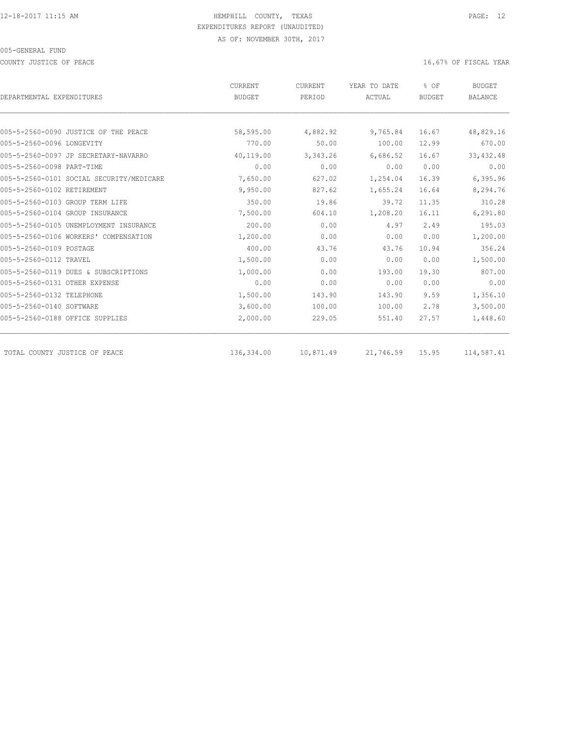12-18-2017 11:15 AM

HEMPHILL COUNTY, TEXAS
EXPENDITURES REPORT (UNAUDITED)
AS OF: NOVEMBER 30TH, 2017

005-GENERAL FUND

COUNTY JUSTICE OF PEACE

16.67% OF FISCAL YEAR

| DEPARTMENTAL EXPENDITURES | CURRENT BUDGET | CURRENT PERIOD | YEAR TO DATE ACTUAL | % OF BUDGET | BUDGET BALANCE |
|---|---|---|---|---|---|
| 005-5-2560-0090 JUSTICE OF THE PEACE | 58,595.00 | 4,882.92 | 9,765.84 | 16.67 | 48,829.16 |
| 005-5-2560-0096 LONGEVITY | 770.00 | 50.00 | 100.00 | 12.99 | 670.00 |
| 005-5-2560-0097 JP SECRETARY-NAVARRO | 40,119.00 | 3,343.26 | 6,686.52 | 16.67 | 33,432.48 |
| 005-5-2560-0098 PART-TIME | 0.00 | 0.00 | 0.00 | 0.00 | 0.00 |
| 005-5-2560-0101 SOCIAL SECURITY/MEDICARE | 7,650.00 | 627.02 | 1,254.04 | 16.39 | 6,395.96 |
| 005-5-2560-0102 RETIREMENT | 9,950.00 | 827.62 | 1,655.24 | 16.64 | 8,294.76 |
| 005-5-2560-0103 GROUP TERM LIFE | 350.00 | 19.86 | 39.72 | 11.35 | 310.28 |
| 005-5-2560-0104 GROUP INSURANCE | 7,500.00 | 604.10 | 1,208.20 | 16.11 | 6,291.80 |
| 005-5-2560-0105 UNEMPLOYMENT INSURANCE | 200.00 | 0.00 | 4.97 | 2.49 | 195.03 |
| 005-5-2560-0106 WORKERS' COMPENSATION | 1,200.00 | 0.00 | 0.00 | 0.00 | 1,200.00 |
| 005-5-2560-0109 POSTAGE | 400.00 | 43.76 | 43.76 | 10.94 | 356.24 |
| 005-5-2560-0112 TRAVEL | 1,500.00 | 0.00 | 0.00 | 0.00 | 1,500.00 |
| 005-5-2560-0119 DUES & SUBSCRIPTIONS | 1,000.00 | 0.00 | 193.00 | 19.30 | 807.00 |
| 005-5-2560-0131 OTHER EXPENSE | 0.00 | 0.00 | 0.00 | 0.00 | 0.00 |
| 005-5-2560-0132 TELEPHONE | 1,500.00 | 143.90 | 143.90 | 9.59 | 1,356.10 |
| 005-5-2560-0140 SOFTWARE | 3,600.00 | 100.00 | 100.00 | 2.78 | 3,500.00 |
| 005-5-2560-0188 OFFICE SUPPLIES | 2,000.00 | 229.05 | 551.40 | 27.57 | 1,448.60 |
| TOTAL COUNTY JUSTICE OF PEACE | 136,334.00 | 10,871.49 | 21,746.59 | 15.95 | 114,587.41 |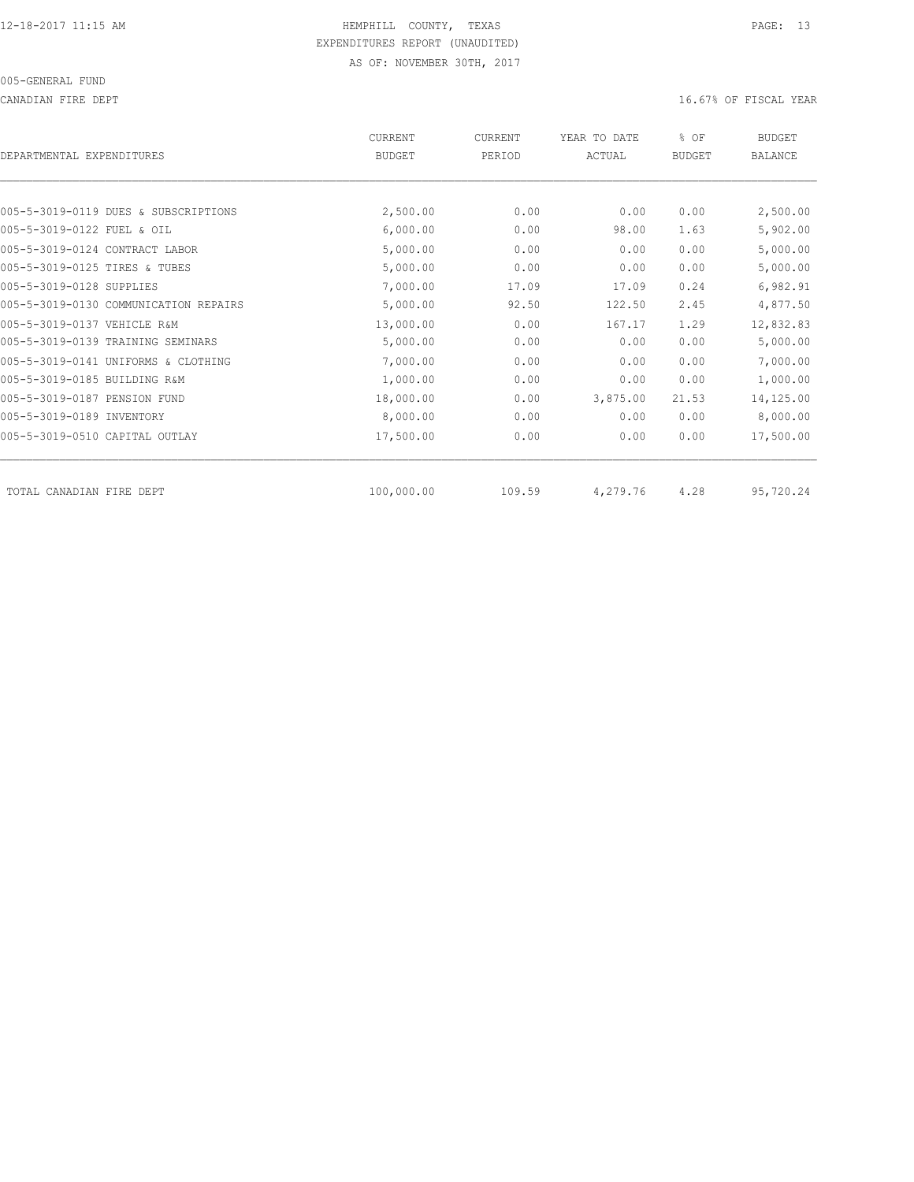HEMPHILL COUNTY, TEXAS
EXPENDITURES REPORT (UNAUDITED)
AS OF: NOVEMBER 30TH, 2017

005-GENERAL FUND

CANADIAN FIRE DEPT

16.67% OF FISCAL YEAR

| DEPARTMENTAL EXPENDITURES | CURRENT BUDGET | CURRENT PERIOD | YEAR TO DATE ACTUAL | % OF BUDGET | BUDGET BALANCE |
|---|---|---|---|---|---|
| 005-5-3019-0119 DUES & SUBSCRIPTIONS | 2,500.00 | 0.00 | 0.00 | 0.00 | 2,500.00 |
| 005-5-3019-0122 FUEL & OIL | 6,000.00 | 0.00 | 98.00 | 1.63 | 5,902.00 |
| 005-5-3019-0124 CONTRACT LABOR | 5,000.00 | 0.00 | 0.00 | 0.00 | 5,000.00 |
| 005-5-3019-0125 TIRES & TUBES | 5,000.00 | 0.00 | 0.00 | 0.00 | 5,000.00 |
| 005-5-3019-0128 SUPPLIES | 7,000.00 | 17.09 | 17.09 | 0.24 | 6,982.91 |
| 005-5-3019-0130 COMMUNICATION REPAIRS | 5,000.00 | 92.50 | 122.50 | 2.45 | 4,877.50 |
| 005-5-3019-0137 VEHICLE R&M | 13,000.00 | 0.00 | 167.17 | 1.29 | 12,832.83 |
| 005-5-3019-0139 TRAINING SEMINARS | 5,000.00 | 0.00 | 0.00 | 0.00 | 5,000.00 |
| 005-5-3019-0141 UNIFORMS & CLOTHING | 7,000.00 | 0.00 | 0.00 | 0.00 | 7,000.00 |
| 005-5-3019-0185 BUILDING R&M | 1,000.00 | 0.00 | 0.00 | 0.00 | 1,000.00 |
| 005-5-3019-0187 PENSION FUND | 18,000.00 | 0.00 | 3,875.00 | 21.53 | 14,125.00 |
| 005-5-3019-0189 INVENTORY | 8,000.00 | 0.00 | 0.00 | 0.00 | 8,000.00 |
| 005-5-3019-0510 CAPITAL OUTLAY | 17,500.00 | 0.00 | 0.00 | 0.00 | 17,500.00 |
| TOTAL CANADIAN FIRE DEPT | 100,000.00 | 109.59 | 4,279.76 | 4.28 | 95,720.24 |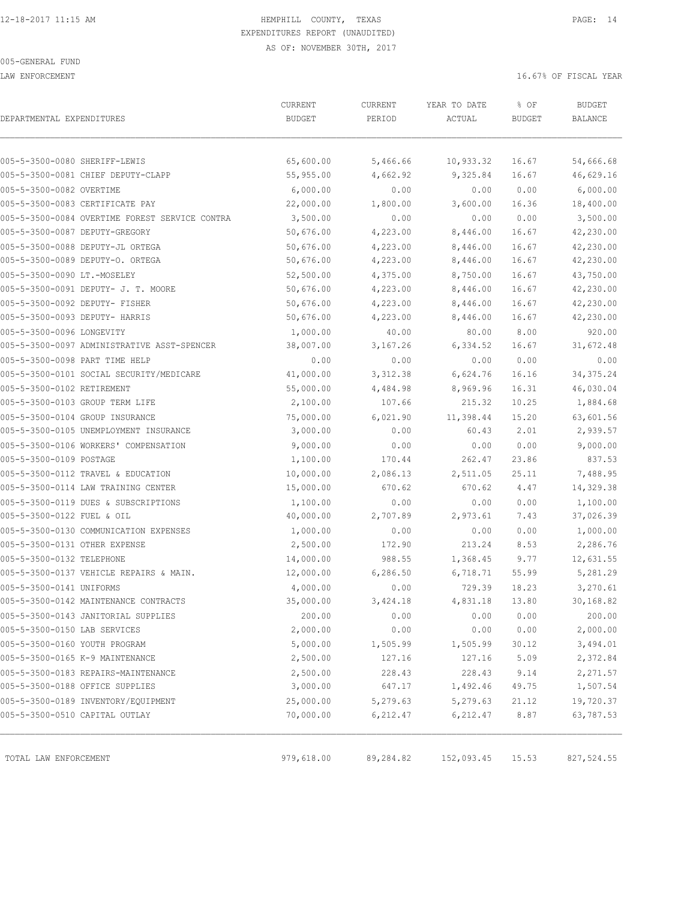HEMPHILL COUNTY, TEXAS
EXPENDITURES REPORT (UNAUDITED)
AS OF: NOVEMBER 30TH, 2017

005-GENERAL FUND

LAW ENFORCEMENT

16.67% OF FISCAL YEAR

| DEPARTMENTAL EXPENDITURES | CURRENT BUDGET | CURRENT PERIOD | YEAR TO DATE ACTUAL | % OF BUDGET | BUDGET BALANCE |
|---|---|---|---|---|---|
| 005-5-3500-0080 SHERIFF-LEWIS | 65,600.00 | 5,466.66 | 10,933.32 | 16.67 | 54,666.68 |
| 005-5-3500-0081 CHIEF DEPUTY-CLAPP | 55,955.00 | 4,662.92 | 9,325.84 | 16.67 | 46,629.16 |
| 005-5-3500-0082 OVERTIME | 6,000.00 | 0.00 | 0.00 | 0.00 | 6,000.00 |
| 005-5-3500-0083 CERTIFICATE PAY | 22,000.00 | 1,800.00 | 3,600.00 | 16.36 | 18,400.00 |
| 005-5-3500-0084 OVERTIME FOREST SERVICE CONTRA | 3,500.00 | 0.00 | 0.00 | 0.00 | 3,500.00 |
| 005-5-3500-0087 DEPUTY-GREGORY | 50,676.00 | 4,223.00 | 8,446.00 | 16.67 | 42,230.00 |
| 005-5-3500-0088 DEPUTY-JL ORTEGA | 50,676.00 | 4,223.00 | 8,446.00 | 16.67 | 42,230.00 |
| 005-5-3500-0089 DEPUTY-O. ORTEGA | 50,676.00 | 4,223.00 | 8,446.00 | 16.67 | 42,230.00 |
| 005-5-3500-0090 LT.-MOSELEY | 52,500.00 | 4,375.00 | 8,750.00 | 16.67 | 43,750.00 |
| 005-5-3500-0091 DEPUTY- J. T. MOORE | 50,676.00 | 4,223.00 | 8,446.00 | 16.67 | 42,230.00 |
| 005-5-3500-0092 DEPUTY- FISHER | 50,676.00 | 4,223.00 | 8,446.00 | 16.67 | 42,230.00 |
| 005-5-3500-0093 DEPUTY- HARRIS | 50,676.00 | 4,223.00 | 8,446.00 | 16.67 | 42,230.00 |
| 005-5-3500-0096 LONGEVITY | 1,000.00 | 40.00 | 80.00 | 8.00 | 920.00 |
| 005-5-3500-0097 ADMINISTRATIVE ASST-SPENCER | 38,007.00 | 3,167.26 | 6,334.52 | 16.67 | 31,672.48 |
| 005-5-3500-0098 PART TIME HELP | 0.00 | 0.00 | 0.00 | 0.00 | 0.00 |
| 005-5-3500-0101 SOCIAL SECURITY/MEDICARE | 41,000.00 | 3,312.38 | 6,624.76 | 16.16 | 34,375.24 |
| 005-5-3500-0102 RETIREMENT | 55,000.00 | 4,484.98 | 8,969.96 | 16.31 | 46,030.04 |
| 005-5-3500-0103 GROUP TERM LIFE | 2,100.00 | 107.66 | 215.32 | 10.25 | 1,884.68 |
| 005-5-3500-0104 GROUP INSURANCE | 75,000.00 | 6,021.90 | 11,398.44 | 15.20 | 63,601.56 |
| 005-5-3500-0105 UNEMPLOYMENT INSURANCE | 3,000.00 | 0.00 | 60.43 | 2.01 | 2,939.57 |
| 005-5-3500-0106 WORKERS' COMPENSATION | 9,000.00 | 0.00 | 0.00 | 0.00 | 9,000.00 |
| 005-5-3500-0109 POSTAGE | 1,100.00 | 170.44 | 262.47 | 23.86 | 837.53 |
| 005-5-3500-0112 TRAVEL & EDUCATION | 10,000.00 | 2,086.13 | 2,511.05 | 25.11 | 7,488.95 |
| 005-5-3500-0114 LAW TRAINING CENTER | 15,000.00 | 670.62 | 670.62 | 4.47 | 14,329.38 |
| 005-5-3500-0119 DUES & SUBSCRIPTIONS | 1,100.00 | 0.00 | 0.00 | 0.00 | 1,100.00 |
| 005-5-3500-0122 FUEL & OIL | 40,000.00 | 2,707.89 | 2,973.61 | 7.43 | 37,026.39 |
| 005-5-3500-0130 COMMUNICATION EXPENSES | 1,000.00 | 0.00 | 0.00 | 0.00 | 1,000.00 |
| 005-5-3500-0131 OTHER EXPENSE | 2,500.00 | 172.90 | 213.24 | 8.53 | 2,286.76 |
| 005-5-3500-0132 TELEPHONE | 14,000.00 | 988.55 | 1,368.45 | 9.77 | 12,631.55 |
| 005-5-3500-0137 VEHICLE REPAIRS & MAIN. | 12,000.00 | 6,286.50 | 6,718.71 | 55.99 | 5,281.29 |
| 005-5-3500-0141 UNIFORMS | 4,000.00 | 0.00 | 729.39 | 18.23 | 3,270.61 |
| 005-5-3500-0142 MAINTENANCE CONTRACTS | 35,000.00 | 3,424.18 | 4,831.18 | 13.80 | 30,168.82 |
| 005-5-3500-0143 JANITORIAL SUPPLIES | 200.00 | 0.00 | 0.00 | 0.00 | 200.00 |
| 005-5-3500-0150 LAB SERVICES | 2,000.00 | 0.00 | 0.00 | 0.00 | 2,000.00 |
| 005-5-3500-0160 YOUTH PROGRAM | 5,000.00 | 1,505.99 | 1,505.99 | 30.12 | 3,494.01 |
| 005-5-3500-0165 K-9 MAINTENANCE | 2,500.00 | 127.16 | 127.16 | 5.09 | 2,372.84 |
| 005-5-3500-0183 REPAIRS-MAINTENANCE | 2,500.00 | 228.43 | 228.43 | 9.14 | 2,271.57 |
| 005-5-3500-0188 OFFICE SUPPLIES | 3,000.00 | 647.17 | 1,492.46 | 49.75 | 1,507.54 |
| 005-5-3500-0189 INVENTORY/EQUIPMENT | 25,000.00 | 5,279.63 | 5,279.63 | 21.12 | 19,720.37 |
| 005-5-3500-0510 CAPITAL OUTLAY | 70,000.00 | 6,212.47 | 6,212.47 | 8.87 | 63,787.53 |
| TOTAL LAW ENFORCEMENT | 979,618.00 | 89,284.82 | 152,093.45 | 15.53 | 827,524.55 |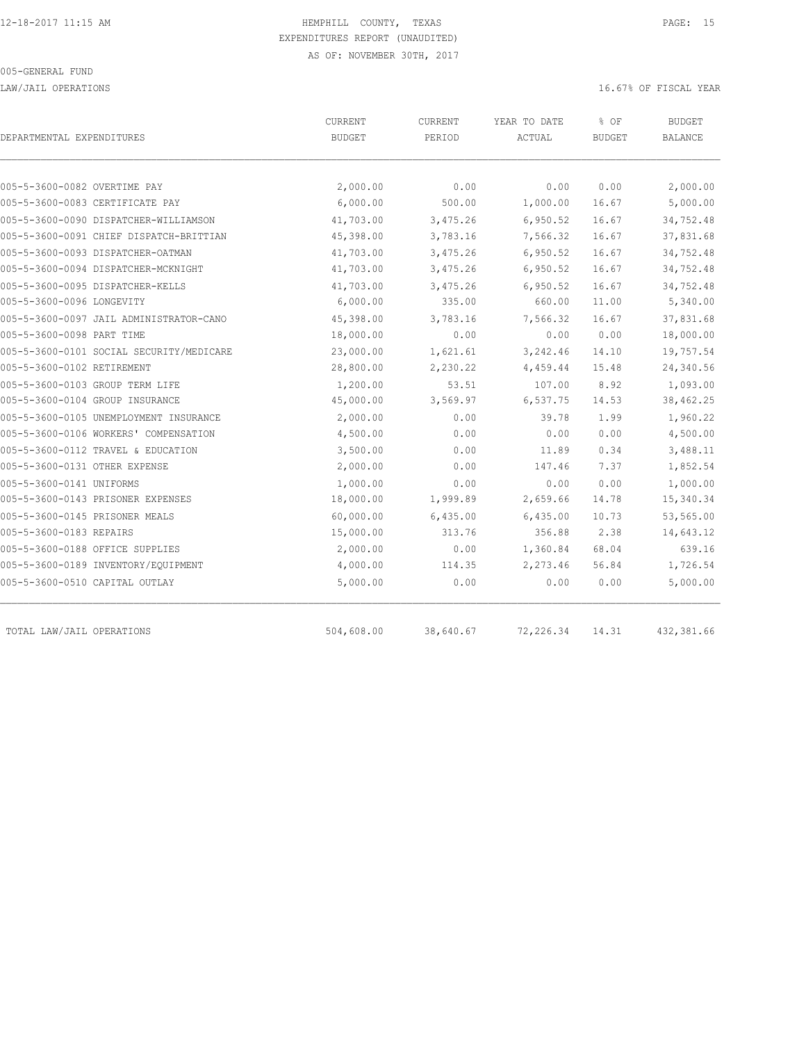HEMPHILL COUNTY, TEXAS
EXPENDITURES REPORT (UNAUDITED)
AS OF: NOVEMBER 30TH, 2017

005-GENERAL FUND

LAW/JAIL OPERATIONS

16.67% OF FISCAL YEAR

| DEPARTMENTAL EXPENDITURES | CURRENT BUDGET | CURRENT PERIOD | YEAR TO DATE ACTUAL | % OF BUDGET | BUDGET BALANCE |
|---|---|---|---|---|---|
| 005-5-3600-0082 OVERTIME PAY | 2,000.00 | 0.00 | 0.00 | 0.00 | 2,000.00 |
| 005-5-3600-0083 CERTIFICATE PAY | 6,000.00 | 500.00 | 1,000.00 | 16.67 | 5,000.00 |
| 005-5-3600-0090 DISPATCHER-WILLIAMSON | 41,703.00 | 3,475.26 | 6,950.52 | 16.67 | 34,752.48 |
| 005-5-3600-0091 CHIEF DISPATCH-BRITTIAN | 45,398.00 | 3,783.16 | 7,566.32 | 16.67 | 37,831.68 |
| 005-5-3600-0093 DISPATCHER-OATMAN | 41,703.00 | 3,475.26 | 6,950.52 | 16.67 | 34,752.48 |
| 005-5-3600-0094 DISPATCHER-MCKNIGHT | 41,703.00 | 3,475.26 | 6,950.52 | 16.67 | 34,752.48 |
| 005-5-3600-0095 DISPATCHER-KELLS | 41,703.00 | 3,475.26 | 6,950.52 | 16.67 | 34,752.48 |
| 005-5-3600-0096 LONGEVITY | 6,000.00 | 335.00 | 660.00 | 11.00 | 5,340.00 |
| 005-5-3600-0097 JAIL ADMINISTRATOR-CANO | 45,398.00 | 3,783.16 | 7,566.32 | 16.67 | 37,831.68 |
| 005-5-3600-0098 PART TIME | 18,000.00 | 0.00 | 0.00 | 0.00 | 18,000.00 |
| 005-5-3600-0101 SOCIAL SECURITY/MEDICARE | 23,000.00 | 1,621.61 | 3,242.46 | 14.10 | 19,757.54 |
| 005-5-3600-0102 RETIREMENT | 28,800.00 | 2,230.22 | 4,459.44 | 15.48 | 24,340.56 |
| 005-5-3600-0103 GROUP TERM LIFE | 1,200.00 | 53.51 | 107.00 | 8.92 | 1,093.00 |
| 005-5-3600-0104 GROUP INSURANCE | 45,000.00 | 3,569.97 | 6,537.75 | 14.53 | 38,462.25 |
| 005-5-3600-0105 UNEMPLOYMENT INSURANCE | 2,000.00 | 0.00 | 39.78 | 1.99 | 1,960.22 |
| 005-5-3600-0106 WORKERS' COMPENSATION | 4,500.00 | 0.00 | 0.00 | 0.00 | 4,500.00 |
| 005-5-3600-0112 TRAVEL & EDUCATION | 3,500.00 | 0.00 | 11.89 | 0.34 | 3,488.11 |
| 005-5-3600-0131 OTHER EXPENSE | 2,000.00 | 0.00 | 147.46 | 7.37 | 1,852.54 |
| 005-5-3600-0141 UNIFORMS | 1,000.00 | 0.00 | 0.00 | 0.00 | 1,000.00 |
| 005-5-3600-0143 PRISONER EXPENSES | 18,000.00 | 1,999.89 | 2,659.66 | 14.78 | 15,340.34 |
| 005-5-3600-0145 PRISONER MEALS | 60,000.00 | 6,435.00 | 6,435.00 | 10.73 | 53,565.00 |
| 005-5-3600-0183 REPAIRS | 15,000.00 | 313.76 | 356.88 | 2.38 | 14,643.12 |
| 005-5-3600-0188 OFFICE SUPPLIES | 2,000.00 | 0.00 | 1,360.84 | 68.04 | 639.16 |
| 005-5-3600-0189 INVENTORY/EQUIPMENT | 4,000.00 | 114.35 | 2,273.46 | 56.84 | 1,726.54 |
| 005-5-3600-0510 CAPITAL OUTLAY | 5,000.00 | 0.00 | 0.00 | 0.00 | 5,000.00 |
| TOTAL LAW/JAIL OPERATIONS | 504,608.00 | 38,640.67 | 72,226.34 | 14.31 | 432,381.66 |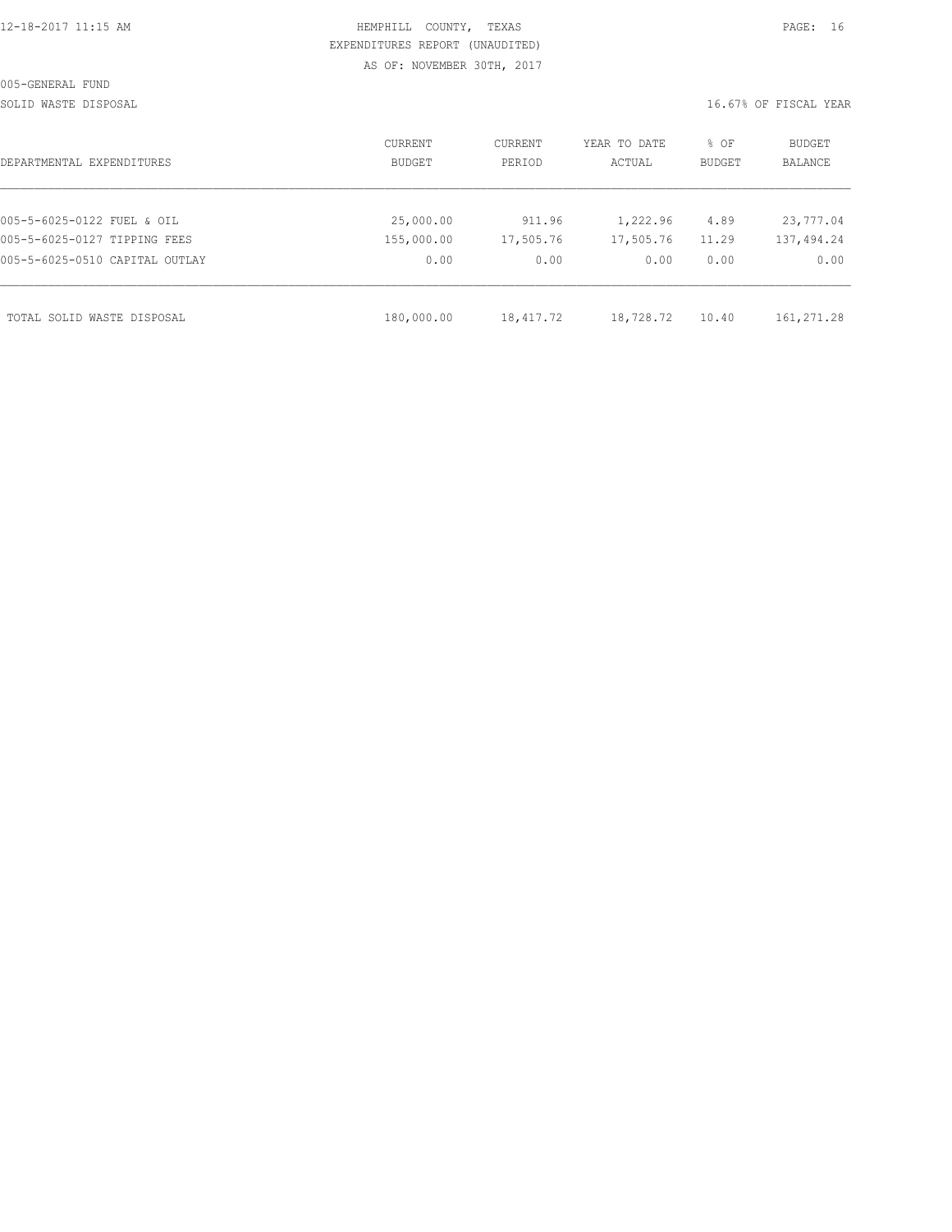HEMPHILL COUNTY, TEXAS
EXPENDITURES REPORT (UNAUDITED)
AS OF: NOVEMBER 30TH, 2017

005-GENERAL FUND

SOLID WASTE DISPOSAL

16.67% OF FISCAL YEAR

| DEPARTMENTAL EXPENDITURES | CURRENT BUDGET | CURRENT PERIOD | YEAR TO DATE ACTUAL | % OF BUDGET | BUDGET BALANCE |
|---|---|---|---|---|---|
| 005-5-6025-0122 FUEL & OIL | 25,000.00 | 911.96 | 1,222.96 | 4.89 | 23,777.04 |
| 005-5-6025-0127 TIPPING FEES | 155,000.00 | 17,505.76 | 17,505.76 | 11.29 | 137,494.24 |
| 005-5-6025-0510 CAPITAL OUTLAY | 0.00 | 0.00 | 0.00 | 0.00 | 0.00 |
| TOTAL SOLID WASTE DISPOSAL | 180,000.00 | 18,417.72 | 18,728.72 | 10.40 | 161,271.28 |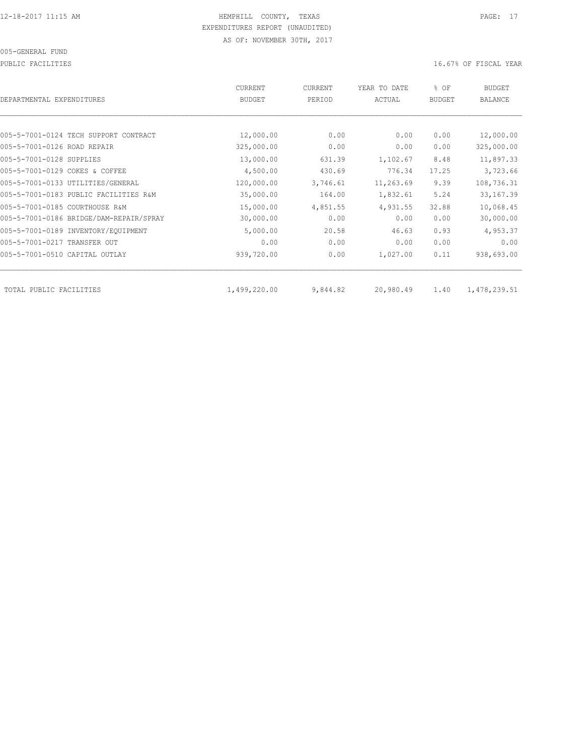HEMPHILL COUNTY, TEXAS
EXPENDITURES REPORT (UNAUDITED)
AS OF: NOVEMBER 30TH, 2017

005-GENERAL FUND

PUBLIC FACILITIES — 16.67% OF FISCAL YEAR

| DEPARTMENTAL EXPENDITURES | CURRENT BUDGET | CURRENT PERIOD | YEAR TO DATE ACTUAL | % OF BUDGET | BUDGET BALANCE |
|---|---|---|---|---|---|
| 005-5-7001-0124 TECH SUPPORT CONTRACT | 12,000.00 | 0.00 | 0.00 | 0.00 | 12,000.00 |
| 005-5-7001-0126 ROAD REPAIR | 325,000.00 | 0.00 | 0.00 | 0.00 | 325,000.00 |
| 005-5-7001-0128 SUPPLIES | 13,000.00 | 631.39 | 1,102.67 | 8.48 | 11,897.33 |
| 005-5-7001-0129 COKES & COFFEE | 4,500.00 | 430.69 | 776.34 | 17.25 | 3,723.66 |
| 005-5-7001-0133 UTILITIES/GENERAL | 120,000.00 | 3,746.61 | 11,263.69 | 9.39 | 108,736.31 |
| 005-5-7001-0183 PUBLIC FACILITIES R&M | 35,000.00 | 164.00 | 1,832.61 | 5.24 | 33,167.39 |
| 005-5-7001-0185 COURTHOUSE R&M | 15,000.00 | 4,851.55 | 4,931.55 | 32.88 | 10,068.45 |
| 005-5-7001-0186 BRIDGE/DAM-REPAIR/SPRAY | 30,000.00 | 0.00 | 0.00 | 0.00 | 30,000.00 |
| 005-5-7001-0189 INVENTORY/EQUIPMENT | 5,000.00 | 20.58 | 46.63 | 0.93 | 4,953.37 |
| 005-5-7001-0217 TRANSFER OUT | 0.00 | 0.00 | 0.00 | 0.00 | 0.00 |
| 005-5-7001-0510 CAPITAL OUTLAY | 939,720.00 | 0.00 | 1,027.00 | 0.11 | 938,693.00 |
| TOTAL PUBLIC FACILITIES | 1,499,220.00 | 9,844.82 | 20,980.49 | 1.40 | 1,478,239.51 |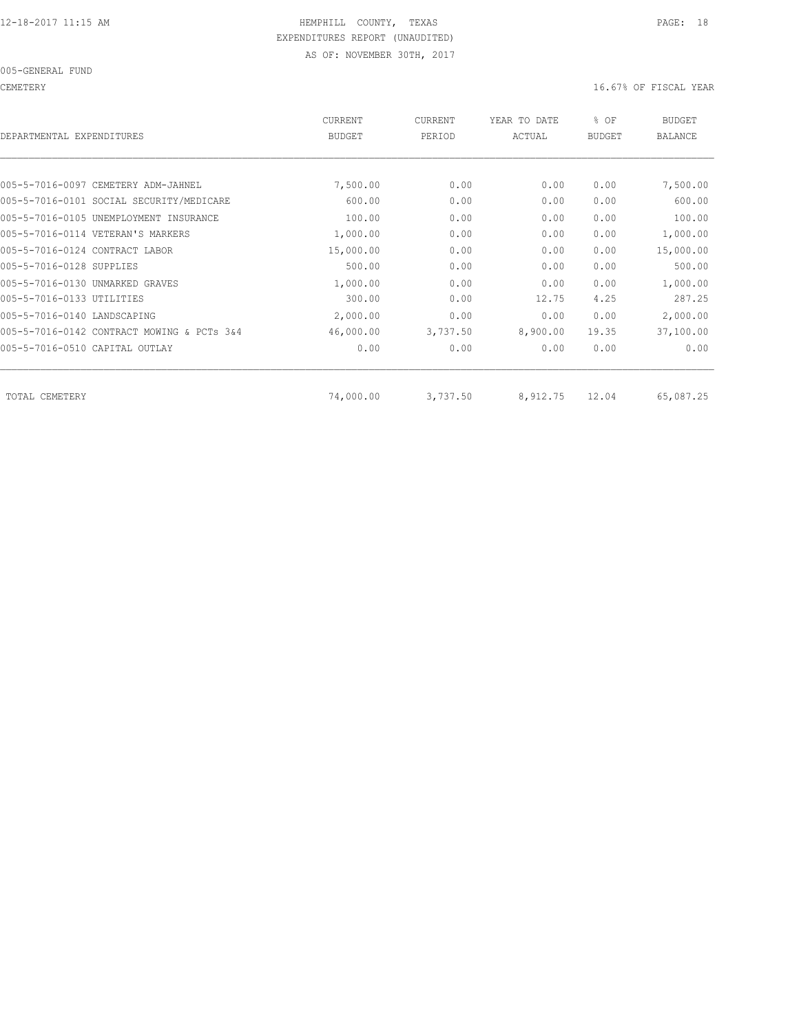HEMPHILL COUNTY, TEXAS
EXPENDITURES REPORT (UNAUDITED)
AS OF: NOVEMBER 30TH, 2017

12-18-2017 11:15 AM

005-GENERAL FUND

CEMETERY

16.67% OF FISCAL YEAR

| DEPARTMENTAL EXPENDITURES | CURRENT BUDGET | CURRENT PERIOD | YEAR TO DATE ACTUAL | % OF BUDGET | BUDGET BALANCE |
|---|---|---|---|---|---|
| 005-5-7016-0097 CEMETERY ADM-JAHNEL | 7,500.00 | 0.00 | 0.00 | 0.00 | 7,500.00 |
| 005-5-7016-0101 SOCIAL SECURITY/MEDICARE | 600.00 | 0.00 | 0.00 | 0.00 | 600.00 |
| 005-5-7016-0105 UNEMPLOYMENT INSURANCE | 100.00 | 0.00 | 0.00 | 0.00 | 100.00 |
| 005-5-7016-0114 VETERAN'S MARKERS | 1,000.00 | 0.00 | 0.00 | 0.00 | 1,000.00 |
| 005-5-7016-0124 CONTRACT LABOR | 15,000.00 | 0.00 | 0.00 | 0.00 | 15,000.00 |
| 005-5-7016-0128 SUPPLIES | 500.00 | 0.00 | 0.00 | 0.00 | 500.00 |
| 005-5-7016-0130 UNMARKED GRAVES | 1,000.00 | 0.00 | 0.00 | 0.00 | 1,000.00 |
| 005-5-7016-0133 UTILITIES | 300.00 | 0.00 | 12.75 | 4.25 | 287.25 |
| 005-5-7016-0140 LANDSCAPING | 2,000.00 | 0.00 | 0.00 | 0.00 | 2,000.00 |
| 005-5-7016-0142 CONTRACT MOWING & PCTs 3&4 | 46,000.00 | 3,737.50 | 8,900.00 | 19.35 | 37,100.00 |
| 005-5-7016-0510 CAPITAL OUTLAY | 0.00 | 0.00 | 0.00 | 0.00 | 0.00 |
| TOTAL CEMETERY | 74,000.00 | 3,737.50 | 8,912.75 | 12.04 | 65,087.25 |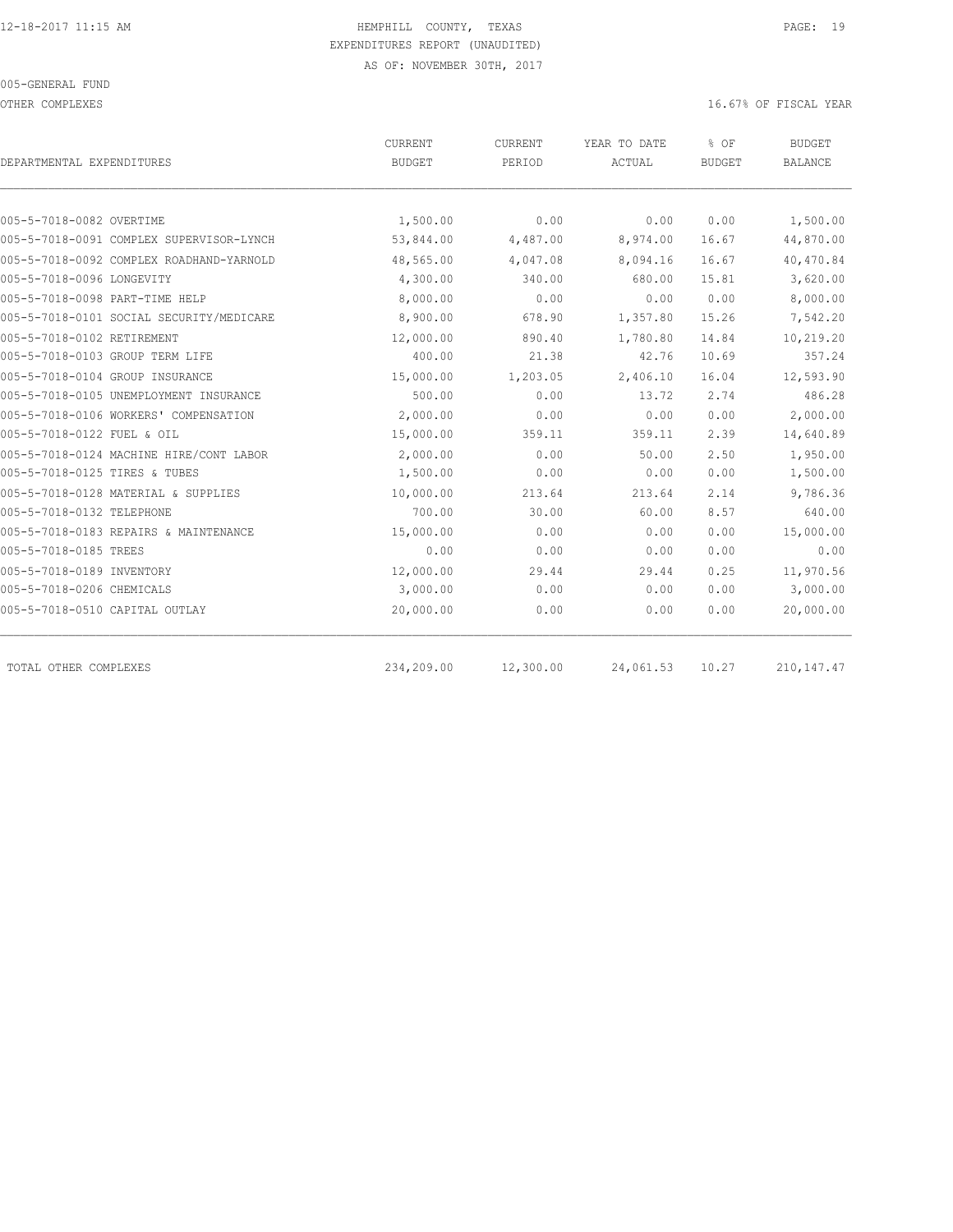HEMPHILL COUNTY, TEXAS
EXPENDITURES REPORT (UNAUDITED)
AS OF: NOVEMBER 30TH, 2017

005-GENERAL FUND

OTHER COMPLEXES

16.67% OF FISCAL YEAR

| DEPARTMENTAL EXPENDITURES | CURRENT BUDGET | CURRENT PERIOD | YEAR TO DATE ACTUAL | % OF BUDGET | BUDGET BALANCE |
|---|---|---|---|---|---|
| 005-5-7018-0082 OVERTIME | 1,500.00 | 0.00 | 0.00 | 0.00 | 1,500.00 |
| 005-5-7018-0091 COMPLEX SUPERVISOR-LYNCH | 53,844.00 | 4,487.00 | 8,974.00 | 16.67 | 44,870.00 |
| 005-5-7018-0092 COMPLEX ROADHAND-YARNOLD | 48,565.00 | 4,047.08 | 8,094.16 | 16.67 | 40,470.84 |
| 005-5-7018-0096 LONGEVITY | 4,300.00 | 340.00 | 680.00 | 15.81 | 3,620.00 |
| 005-5-7018-0098 PART-TIME HELP | 8,000.00 | 0.00 | 0.00 | 0.00 | 8,000.00 |
| 005-5-7018-0101 SOCIAL SECURITY/MEDICARE | 8,900.00 | 678.90 | 1,357.80 | 15.26 | 7,542.20 |
| 005-5-7018-0102 RETIREMENT | 12,000.00 | 890.40 | 1,780.80 | 14.84 | 10,219.20 |
| 005-5-7018-0103 GROUP TERM LIFE | 400.00 | 21.38 | 42.76 | 10.69 | 357.24 |
| 005-5-7018-0104 GROUP INSURANCE | 15,000.00 | 1,203.05 | 2,406.10 | 16.04 | 12,593.90 |
| 005-5-7018-0105 UNEMPLOYMENT INSURANCE | 500.00 | 0.00 | 13.72 | 2.74 | 486.28 |
| 005-5-7018-0106 WORKERS' COMPENSATION | 2,000.00 | 0.00 | 0.00 | 0.00 | 2,000.00 |
| 005-5-7018-0122 FUEL & OIL | 15,000.00 | 359.11 | 359.11 | 2.39 | 14,640.89 |
| 005-5-7018-0124 MACHINE HIRE/CONT LABOR | 2,000.00 | 0.00 | 50.00 | 2.50 | 1,950.00 |
| 005-5-7018-0125 TIRES & TUBES | 1,500.00 | 0.00 | 0.00 | 0.00 | 1,500.00 |
| 005-5-7018-0128 MATERIAL & SUPPLIES | 10,000.00 | 213.64 | 213.64 | 2.14 | 9,786.36 |
| 005-5-7018-0132 TELEPHONE | 700.00 | 30.00 | 60.00 | 8.57 | 640.00 |
| 005-5-7018-0183 REPAIRS & MAINTENANCE | 15,000.00 | 0.00 | 0.00 | 0.00 | 15,000.00 |
| 005-5-7018-0185 TREES | 0.00 | 0.00 | 0.00 | 0.00 | 0.00 |
| 005-5-7018-0189 INVENTORY | 12,000.00 | 29.44 | 29.44 | 0.25 | 11,970.56 |
| 005-5-7018-0206 CHEMICALS | 3,000.00 | 0.00 | 0.00 | 0.00 | 3,000.00 |
| 005-5-7018-0510 CAPITAL OUTLAY | 20,000.00 | 0.00 | 0.00 | 0.00 | 20,000.00 |
| TOTAL OTHER COMPLEXES | 234,209.00 | 12,300.00 | 24,061.53 | 10.27 | 210,147.47 |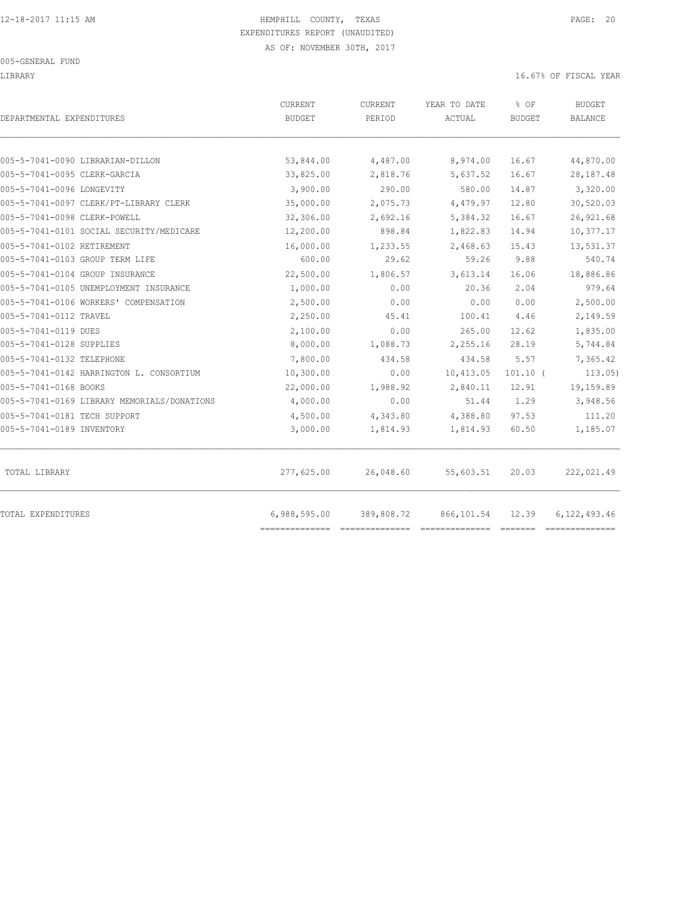12-18-2017 11:15 AM HEMPHILL COUNTY, TEXAS

EXPENDITURES REPORT (UNAUDITED)

AS OF: NOVEMBER 30TH, 2017

005-GENERAL FUND

LIBRARY 16.67% OF FISCAL YEAR

| DEPARTMENTAL EXPENDITURES | CURRENT BUDGET | CURRENT PERIOD | YEAR TO DATE ACTUAL | % OF BUDGET | BUDGET BALANCE |
|---|---|---|---|---|---|
| 005-5-7041-0090 LIBRARIAN-DILLON | 53,844.00 | 4,487.00 | 8,974.00 | 16.67 | 44,870.00 |
| 005-5-7041-0095 CLERK-GARCIA | 33,825.00 | 2,818.76 | 5,637.52 | 16.67 | 28,187.48 |
| 005-5-7041-0096 LONGEVITY | 3,900.00 | 290.00 | 580.00 | 14.87 | 3,320.00 |
| 005-5-7041-0097 CLERK/PT-LIBRARY CLERK | 35,000.00 | 2,075.73 | 4,479.97 | 12.80 | 30,520.03 |
| 005-5-7041-0098 CLERK-POWELL | 32,306.00 | 2,692.16 | 5,384.32 | 16.67 | 26,921.68 |
| 005-5-7041-0101 SOCIAL SECURITY/MEDICARE | 12,200.00 | 898.84 | 1,822.83 | 14.94 | 10,377.17 |
| 005-5-7041-0102 RETIREMENT | 16,000.00 | 1,233.55 | 2,468.63 | 15.43 | 13,531.37 |
| 005-5-7041-0103 GROUP TERM LIFE | 600.00 | 29.62 | 59.26 | 9.88 | 540.74 |
| 005-5-7041-0104 GROUP INSURANCE | 22,500.00 | 1,806.57 | 3,613.14 | 16.06 | 18,886.86 |
| 005-5-7041-0105 UNEMPLOYMENT INSURANCE | 1,000.00 | 0.00 | 20.36 | 2.04 | 979.64 |
| 005-5-7041-0106 WORKERS' COMPENSATION | 2,500.00 | 0.00 | 0.00 | 0.00 | 2,500.00 |
| 005-5-7041-0112 TRAVEL | 2,250.00 | 45.41 | 100.41 | 4.46 | 2,149.59 |
| 005-5-7041-0119 DUES | 2,100.00 | 0.00 | 265.00 | 12.62 | 1,835.00 |
| 005-5-7041-0128 SUPPLIES | 8,000.00 | 1,088.73 | 2,255.16 | 28.19 | 5,744.84 |
| 005-5-7041-0132 TELEPHONE | 7,800.00 | 434.58 | 434.58 | 5.57 | 7,365.42 |
| 005-5-7041-0142 HARRINGTON L. CONSORTIUM | 10,300.00 | 0.00 | 10,413.05 | 101.10 | ( 113.05) |
| 005-5-7041-0168 BOOKS | 22,000.00 | 1,988.92 | 2,840.11 | 12.91 | 19,159.89 |
| 005-5-7041-0169 LIBRARY MEMORIALS/DONATIONS | 4,000.00 | 0.00 | 51.44 | 1.29 | 3,948.56 |
| 005-5-7041-0181 TECH SUPPORT | 4,500.00 | 4,343.80 | 4,388.80 | 97.53 | 111.20 |
| 005-5-7041-0189 INVENTORY | 3,000.00 | 1,814.93 | 1,814.93 | 60.50 | 1,185.07 |
| TOTAL LIBRARY | 277,625.00 | 26,048.60 | 55,603.51 | 20.03 | 222,021.49 |
| TOTAL EXPENDITURES | 6,988,595.00 | 389,808.72 | 866,101.54 | 12.39 | 6,122,493.46 |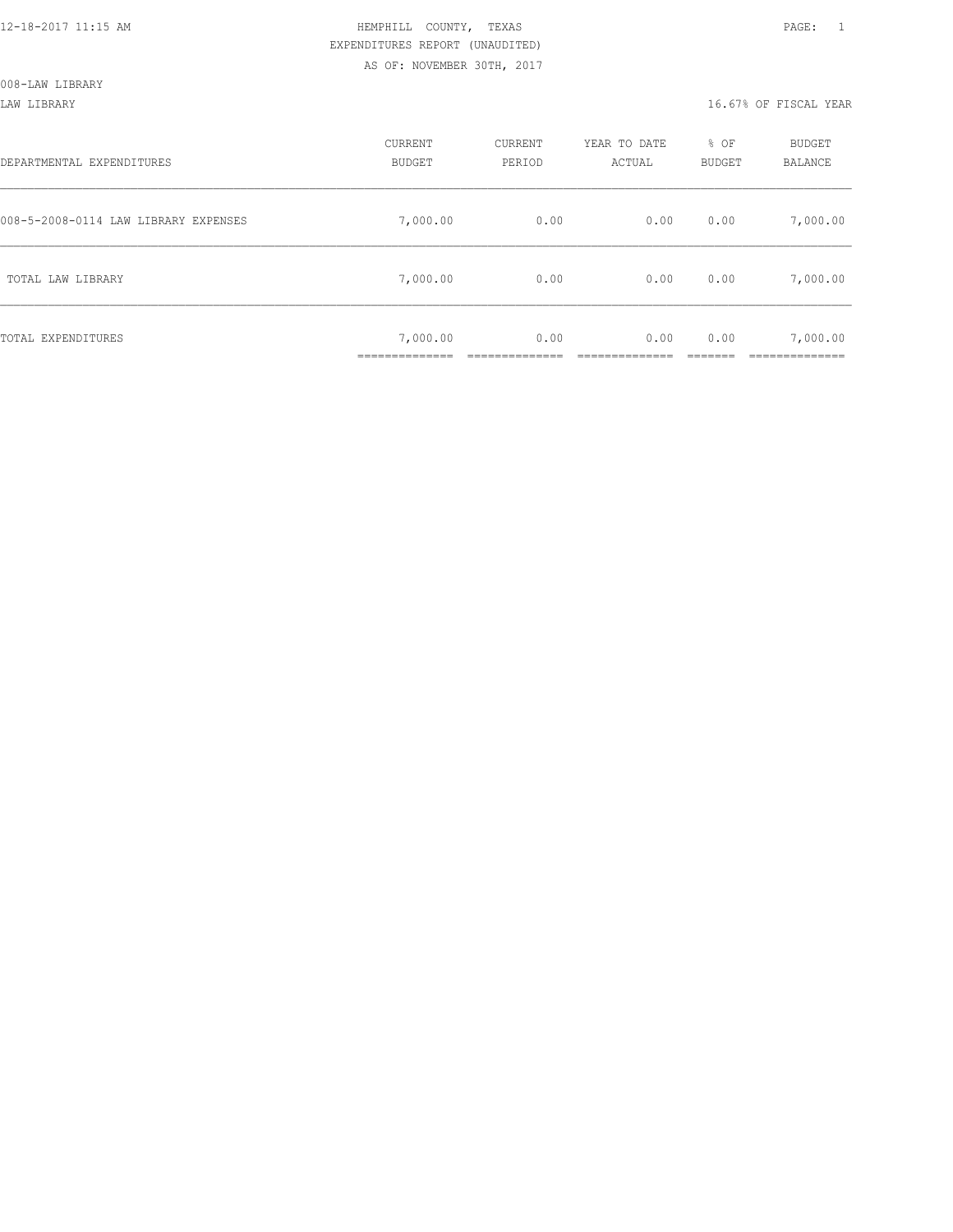HEMPHILL COUNTY, TEXAS
EXPENDITURES REPORT (UNAUDITED)
AS OF: NOVEMBER 30TH, 2017

008-LAW LIBRARY

LAW LIBRARY — 16.67% OF FISCAL YEAR

| DEPARTMENTAL EXPENDITURES | CURRENT BUDGET | CURRENT PERIOD | YEAR TO DATE ACTUAL | % OF BUDGET | BUDGET BALANCE |
|---|---|---|---|---|---|
| 008-5-2008-0114 LAW LIBRARY EXPENSES | 7,000.00 | 0.00 | 0.00 | 0.00 | 7,000.00 |
| TOTAL LAW LIBRARY | 7,000.00 | 0.00 | 0.00 | 0.00 | 7,000.00 |
| TOTAL EXPENDITURES | 7,000.00 | 0.00 | 0.00 | 0.00 | 7,000.00 |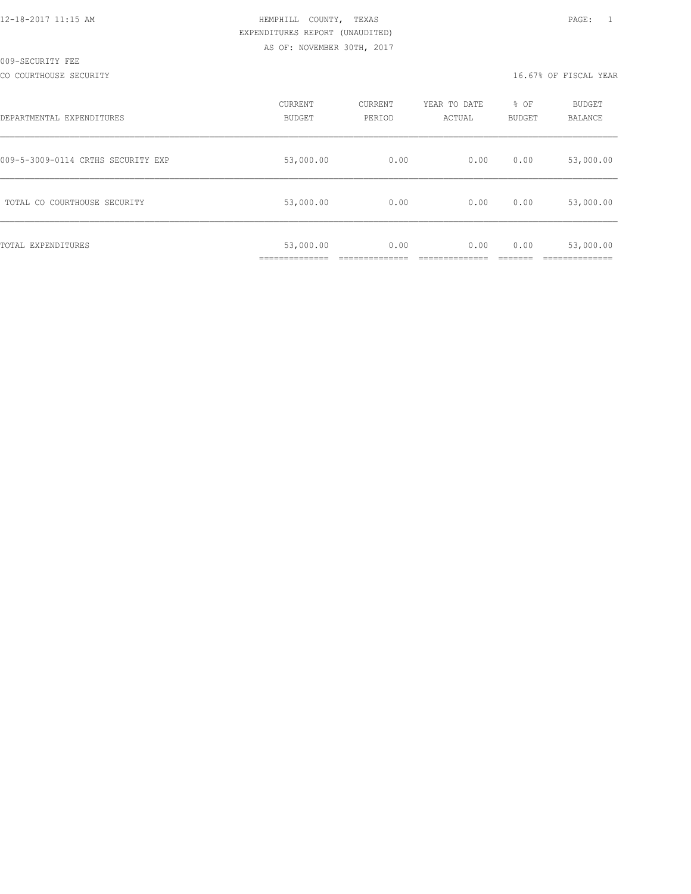12-18-2017 11:15 AM

HEMPHILL COUNTY, TEXAS

EXPENDITURES REPORT (UNAUDITED)

AS OF: NOVEMBER 30TH, 2017

009-SECURITY FEE

CO COURTHOUSE SECURITY

16.67% OF FISCAL YEAR

| DEPARTMENTAL EXPENDITURES | CURRENT BUDGET | CURRENT PERIOD | YEAR TO DATE ACTUAL | % OF BUDGET | BUDGET BALANCE |
|---|---|---|---|---|---|
| 009-5-3009-0114 CRTHS SECURITY EXP | 53,000.00 | 0.00 | 0.00 | 0.00 | 53,000.00 |
| TOTAL CO COURTHOUSE SECURITY | 53,000.00 | 0.00 | 0.00 | 0.00 | 53,000.00 |
| TOTAL EXPENDITURES | 53,000.00 | 0.00 | 0.00 | 0.00 | 53,000.00 |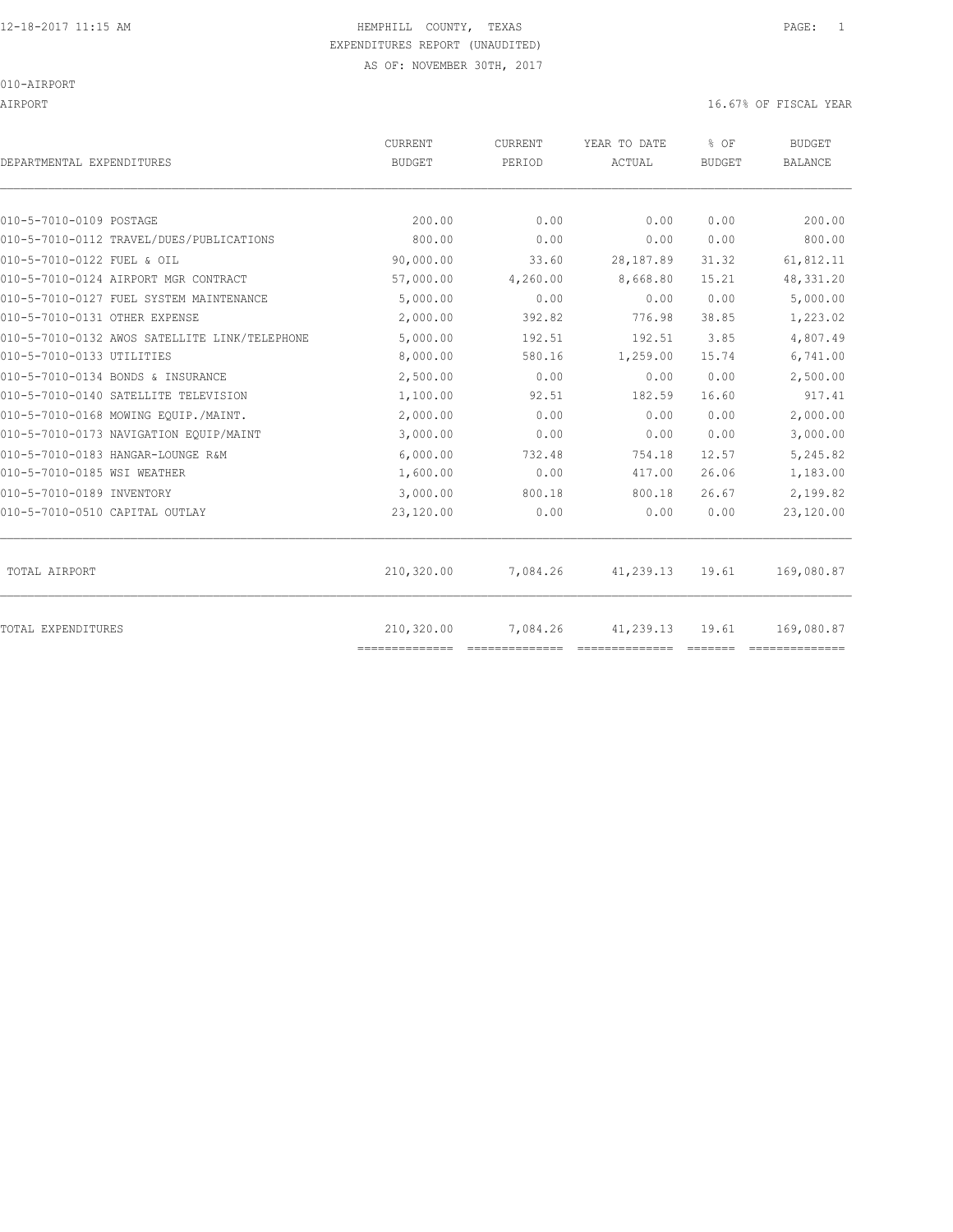HEMPHILL COUNTY, TEXAS
EXPENDITURES REPORT (UNAUDITED)
AS OF: NOVEMBER 30TH, 2017

010-AIRPORT

AIRPORT — 16.67% OF FISCAL YEAR

| DEPARTMENTAL EXPENDITURES | CURRENT BUDGET | CURRENT PERIOD | YEAR TO DATE ACTUAL | % OF BUDGET | BUDGET BALANCE |
|---|---|---|---|---|---|
| 010-5-7010-0109 POSTAGE | 200.00 | 0.00 | 0.00 | 0.00 | 200.00 |
| 010-5-7010-0112 TRAVEL/DUES/PUBLICATIONS | 800.00 | 0.00 | 0.00 | 0.00 | 800.00 |
| 010-5-7010-0122 FUEL & OIL | 90,000.00 | 33.60 | 28,187.89 | 31.32 | 61,812.11 |
| 010-5-7010-0124 AIRPORT MGR CONTRACT | 57,000.00 | 4,260.00 | 8,668.80 | 15.21 | 48,331.20 |
| 010-5-7010-0127 FUEL SYSTEM MAINTENANCE | 5,000.00 | 0.00 | 0.00 | 0.00 | 5,000.00 |
| 010-5-7010-0131 OTHER EXPENSE | 2,000.00 | 392.82 | 776.98 | 38.85 | 1,223.02 |
| 010-5-7010-0132 AWOS SATELLITE LINK/TELEPHONE | 5,000.00 | 192.51 | 192.51 | 3.85 | 4,807.49 |
| 010-5-7010-0133 UTILITIES | 8,000.00 | 580.16 | 1,259.00 | 15.74 | 6,741.00 |
| 010-5-7010-0134 BONDS & INSURANCE | 2,500.00 | 0.00 | 0.00 | 0.00 | 2,500.00 |
| 010-5-7010-0140 SATELLITE TELEVISION | 1,100.00 | 92.51 | 182.59 | 16.60 | 917.41 |
| 010-5-7010-0168 MOWING EQUIP./MAINT. | 2,000.00 | 0.00 | 0.00 | 0.00 | 2,000.00 |
| 010-5-7010-0173 NAVIGATION EQUIP/MAINT | 3,000.00 | 0.00 | 0.00 | 0.00 | 3,000.00 |
| 010-5-7010-0183 HANGAR-LOUNGE R&M | 6,000.00 | 732.48 | 754.18 | 12.57 | 5,245.82 |
| 010-5-7010-0185 WSI WEATHER | 1,600.00 | 0.00 | 417.00 | 26.06 | 1,183.00 |
| 010-5-7010-0189 INVENTORY | 3,000.00 | 800.18 | 800.18 | 26.67 | 2,199.82 |
| 010-5-7010-0510 CAPITAL OUTLAY | 23,120.00 | 0.00 | 0.00 | 0.00 | 23,120.00 |
| TOTAL AIRPORT | 210,320.00 | 7,084.26 | 41,239.13 | 19.61 | 169,080.87 |
| TOTAL EXPENDITURES | 210,320.00 | 7,084.26 | 41,239.13 | 19.61 | 169,080.87 |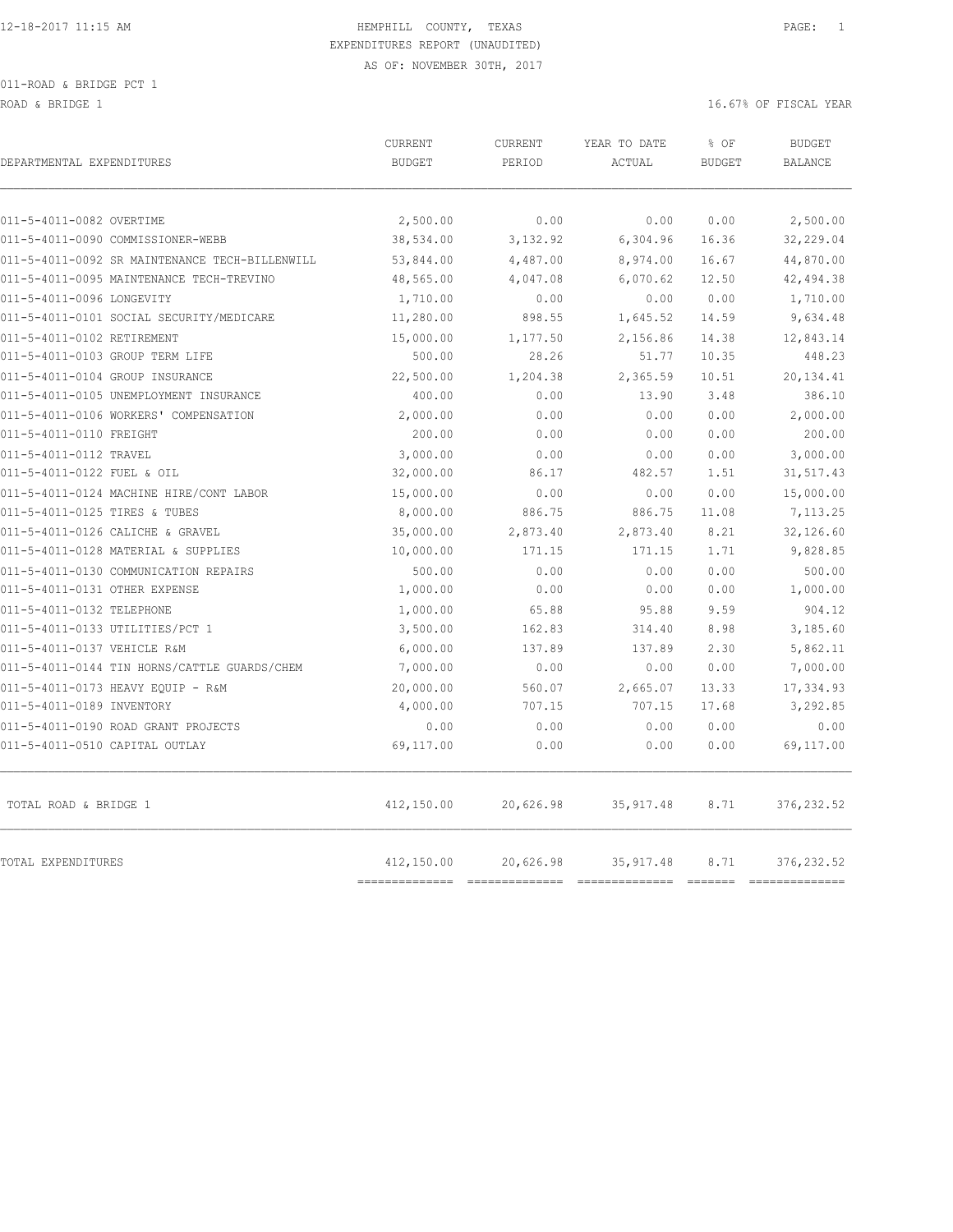HEMPHILL COUNTY, TEXAS

EXPENDITURES REPORT (UNAUDITED)

AS OF: NOVEMBER 30TH, 2017

011-ROAD & BRIDGE PCT 1

ROAD & BRIDGE 1

16.67% OF FISCAL YEAR

| DEPARTMENTAL EXPENDITURES | CURRENT BUDGET | CURRENT PERIOD | YEAR TO DATE ACTUAL | % OF BUDGET | BUDGET BALANCE |
|---|---|---|---|---|---|
| 011-5-4011-0082 OVERTIME | 2,500.00 | 0.00 | 0.00 | 0.00 | 2,500.00 |
| 011-5-4011-0090 COMMISSIONER-WEBB | 38,534.00 | 3,132.92 | 6,304.96 | 16.36 | 32,229.04 |
| 011-5-4011-0092 SR MAINTENANCE TECH-BILLENWILL | 53,844.00 | 4,487.00 | 8,974.00 | 16.67 | 44,870.00 |
| 011-5-4011-0095 MAINTENANCE TECH-TREVINO | 48,565.00 | 4,047.08 | 6,070.62 | 12.50 | 42,494.38 |
| 011-5-4011-0096 LONGEVITY | 1,710.00 | 0.00 | 0.00 | 0.00 | 1,710.00 |
| 011-5-4011-0101 SOCIAL SECURITY/MEDICARE | 11,280.00 | 898.55 | 1,645.52 | 14.59 | 9,634.48 |
| 011-5-4011-0102 RETIREMENT | 15,000.00 | 1,177.50 | 2,156.86 | 14.38 | 12,843.14 |
| 011-5-4011-0103 GROUP TERM LIFE | 500.00 | 28.26 | 51.77 | 10.35 | 448.23 |
| 011-5-4011-0104 GROUP INSURANCE | 22,500.00 | 1,204.38 | 2,365.59 | 10.51 | 20,134.41 |
| 011-5-4011-0105 UNEMPLOYMENT INSURANCE | 400.00 | 0.00 | 13.90 | 3.48 | 386.10 |
| 011-5-4011-0106 WORKERS' COMPENSATION | 2,000.00 | 0.00 | 0.00 | 0.00 | 2,000.00 |
| 011-5-4011-0110 FREIGHT | 200.00 | 0.00 | 0.00 | 0.00 | 200.00 |
| 011-5-4011-0112 TRAVEL | 3,000.00 | 0.00 | 0.00 | 0.00 | 3,000.00 |
| 011-5-4011-0122 FUEL & OIL | 32,000.00 | 86.17 | 482.57 | 1.51 | 31,517.43 |
| 011-5-4011-0124 MACHINE HIRE/CONT LABOR | 15,000.00 | 0.00 | 0.00 | 0.00 | 15,000.00 |
| 011-5-4011-0125 TIRES & TUBES | 8,000.00 | 886.75 | 886.75 | 11.08 | 7,113.25 |
| 011-5-4011-0126 CALICHE & GRAVEL | 35,000.00 | 2,873.40 | 2,873.40 | 8.21 | 32,126.60 |
| 011-5-4011-0128 MATERIAL & SUPPLIES | 10,000.00 | 171.15 | 171.15 | 1.71 | 9,828.85 |
| 011-5-4011-0130 COMMUNICATION REPAIRS | 500.00 | 0.00 | 0.00 | 0.00 | 500.00 |
| 011-5-4011-0131 OTHER EXPENSE | 1,000.00 | 0.00 | 0.00 | 0.00 | 1,000.00 |
| 011-5-4011-0132 TELEPHONE | 1,000.00 | 65.88 | 95.88 | 9.59 | 904.12 |
| 011-5-4011-0133 UTILITIES/PCT 1 | 3,500.00 | 162.83 | 314.40 | 8.98 | 3,185.60 |
| 011-5-4011-0137 VEHICLE R&M | 6,000.00 | 137.89 | 137.89 | 2.30 | 5,862.11 |
| 011-5-4011-0144 TIN HORNS/CATTLE GUARDS/CHEM | 7,000.00 | 0.00 | 0.00 | 0.00 | 7,000.00 |
| 011-5-4011-0173 HEAVY EQUIP - R&M | 20,000.00 | 560.07 | 2,665.07 | 13.33 | 17,334.93 |
| 011-5-4011-0189 INVENTORY | 4,000.00 | 707.15 | 707.15 | 17.68 | 3,292.85 |
| 011-5-4011-0190 ROAD GRANT PROJECTS | 0.00 | 0.00 | 0.00 | 0.00 | 0.00 |
| 011-5-4011-0510 CAPITAL OUTLAY | 69,117.00 | 0.00 | 0.00 | 0.00 | 69,117.00 |
| TOTAL ROAD & BRIDGE 1 | 412,150.00 | 20,626.98 | 35,917.48 | 8.71 | 376,232.52 |
| TOTAL EXPENDITURES | 412,150.00 | 20,626.98 | 35,917.48 | 8.71 | 376,232.52 |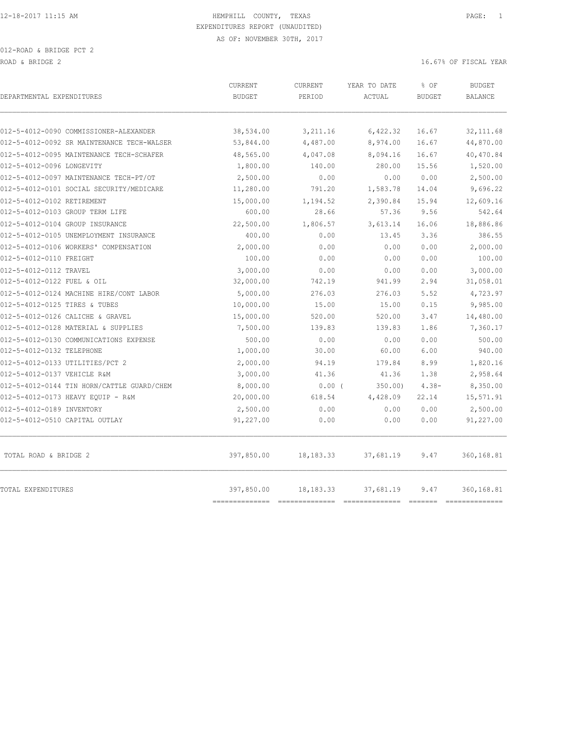HEMPHILL COUNTY, TEXAS

EXPENDITURES REPORT (UNAUDITED)

AS OF: NOVEMBER 30TH, 2017

012-ROAD & BRIDGE PCT 2

ROAD & BRIDGE 2 — 16.67% OF FISCAL YEAR

| DEPARTMENTAL EXPENDITURES | CURRENT BUDGET | CURRENT PERIOD | YEAR TO DATE ACTUAL | % OF BUDGET | BUDGET BALANCE |
|---|---|---|---|---|---|
| 012-5-4012-0090 COMMISSIONER-ALEXANDER | 38,534.00 | 3,211.16 | 6,422.32 | 16.67 | 32,111.68 |
| 012-5-4012-0092 SR MAINTENANCE TECH-WALSER | 53,844.00 | 4,487.00 | 8,974.00 | 16.67 | 44,870.00 |
| 012-5-4012-0095 MAINTENANCE TECH-SCHAFER | 48,565.00 | 4,047.08 | 8,094.16 | 16.67 | 40,470.84 |
| 012-5-4012-0096 LONGEVITY | 1,800.00 | 140.00 | 280.00 | 15.56 | 1,520.00 |
| 012-5-4012-0097 MAINTENANCE TECH-PT/OT | 2,500.00 | 0.00 | 0.00 | 0.00 | 2,500.00 |
| 012-5-4012-0101 SOCIAL SECURITY/MEDICARE | 11,280.00 | 791.20 | 1,583.78 | 14.04 | 9,696.22 |
| 012-5-4012-0102 RETIREMENT | 15,000.00 | 1,194.52 | 2,390.84 | 15.94 | 12,609.16 |
| 012-5-4012-0103 GROUP TERM LIFE | 600.00 | 28.66 | 57.36 | 9.56 | 542.64 |
| 012-5-4012-0104 GROUP INSURANCE | 22,500.00 | 1,806.57 | 3,613.14 | 16.06 | 18,886.86 |
| 012-5-4012-0105 UNEMPLOYMENT INSURANCE | 400.00 | 0.00 | 13.45 | 3.36 | 386.55 |
| 012-5-4012-0106 WORKERS' COMPENSATION | 2,000.00 | 0.00 | 0.00 | 0.00 | 2,000.00 |
| 012-5-4012-0110 FREIGHT | 100.00 | 0.00 | 0.00 | 0.00 | 100.00 |
| 012-5-4012-0112 TRAVEL | 3,000.00 | 0.00 | 0.00 | 0.00 | 3,000.00 |
| 012-5-4012-0122 FUEL & OIL | 32,000.00 | 742.19 | 941.99 | 2.94 | 31,058.01 |
| 012-5-4012-0124 MACHINE HIRE/CONT LABOR | 5,000.00 | 276.03 | 276.03 | 5.52 | 4,723.97 |
| 012-5-4012-0125 TIRES & TUBES | 10,000.00 | 15.00 | 15.00 | 0.15 | 9,985.00 |
| 012-5-4012-0126 CALICHE & GRAVEL | 15,000.00 | 520.00 | 520.00 | 3.47 | 14,480.00 |
| 012-5-4012-0128 MATERIAL & SUPPLIES | 7,500.00 | 139.83 | 139.83 | 1.86 | 7,360.17 |
| 012-5-4012-0130 COMMUNICATIONS EXPENSE | 500.00 | 0.00 | 0.00 | 0.00 | 500.00 |
| 012-5-4012-0132 TELEPHONE | 1,000.00 | 30.00 | 60.00 | 6.00 | 940.00 |
| 012-5-4012-0133 UTILITIES/PCT 2 | 2,000.00 | 94.19 | 179.84 | 8.99 | 1,820.16 |
| 012-5-4012-0137 VEHICLE R&M | 3,000.00 | 41.36 | 41.36 | 1.38 | 2,958.64 |
| 012-5-4012-0144 TIN HORN/CATTLE GUARD/CHEM | 8,000.00 | 0.00 | ( 350.00) | 4.38- | 8,350.00 |
| 012-5-4012-0173 HEAVY EQUIP - R&M | 20,000.00 | 618.54 | 4,428.09 | 22.14 | 15,571.91 |
| 012-5-4012-0189 INVENTORY | 2,500.00 | 0.00 | 0.00 | 0.00 | 2,500.00 |
| 012-5-4012-0510 CAPITAL OUTLAY | 91,227.00 | 0.00 | 0.00 | 0.00 | 91,227.00 |
| TOTAL ROAD & BRIDGE 2 | 397,850.00 | 18,183.33 | 37,681.19 | 9.47 | 360,168.81 |
| TOTAL EXPENDITURES | 397,850.00 | 18,183.33 | 37,681.19 | 9.47 | 360,168.81 |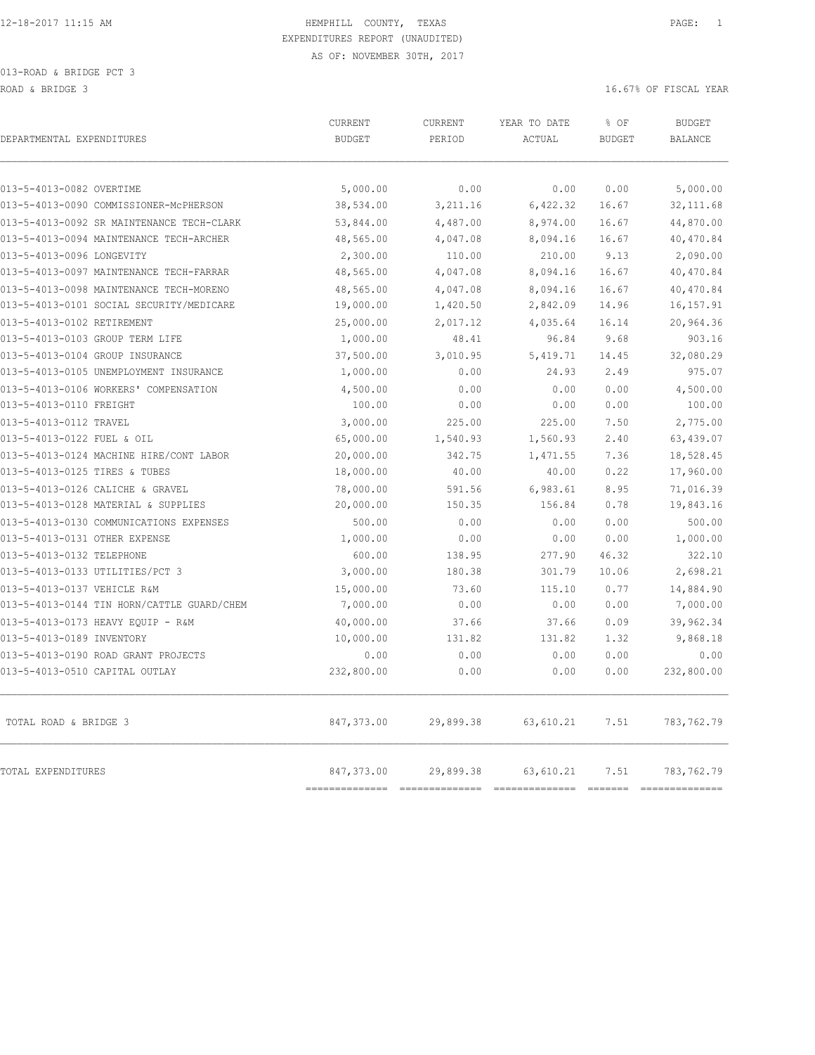12-18-2017 11:15 AM

# HEMPHILL COUNTY, TEXAS

EXPENDITURES REPORT (UNAUDITED)

AS OF: NOVEMBER 30TH, 2017

013-ROAD & BRIDGE PCT 3

ROAD & BRIDGE 3 — 16.67% OF FISCAL YEAR

| DEPARTMENTAL EXPENDITURES | CURRENT BUDGET | CURRENT PERIOD | YEAR TO DATE ACTUAL | % OF BUDGET | BUDGET BALANCE |
|---|---|---|---|---|---|
| 013-5-4013-0082 OVERTIME | 5,000.00 | 0.00 | 0.00 | 0.00 | 5,000.00 |
| 013-5-4013-0090 COMMISSIONER-McPHERSON | 38,534.00 | 3,211.16 | 6,422.32 | 16.67 | 32,111.68 |
| 013-5-4013-0092 SR MAINTENANCE TECH-CLARK | 53,844.00 | 4,487.00 | 8,974.00 | 16.67 | 44,870.00 |
| 013-5-4013-0094 MAINTENANCE TECH-ARCHER | 48,565.00 | 4,047.08 | 8,094.16 | 16.67 | 40,470.84 |
| 013-5-4013-0096 LONGEVITY | 2,300.00 | 110.00 | 210.00 | 9.13 | 2,090.00 |
| 013-5-4013-0097 MAINTENANCE TECH-FARRAR | 48,565.00 | 4,047.08 | 8,094.16 | 16.67 | 40,470.84 |
| 013-5-4013-0098 MAINTENANCE TECH-MORENO | 48,565.00 | 4,047.08 | 8,094.16 | 16.67 | 40,470.84 |
| 013-5-4013-0101 SOCIAL SECURITY/MEDICARE | 19,000.00 | 1,420.50 | 2,842.09 | 14.96 | 16,157.91 |
| 013-5-4013-0102 RETIREMENT | 25,000.00 | 2,017.12 | 4,035.64 | 16.14 | 20,964.36 |
| 013-5-4013-0103 GROUP TERM LIFE | 1,000.00 | 48.41 | 96.84 | 9.68 | 903.16 |
| 013-5-4013-0104 GROUP INSURANCE | 37,500.00 | 3,010.95 | 5,419.71 | 14.45 | 32,080.29 |
| 013-5-4013-0105 UNEMPLOYMENT INSURANCE | 1,000.00 | 0.00 | 24.93 | 2.49 | 975.07 |
| 013-5-4013-0106 WORKERS' COMPENSATION | 4,500.00 | 0.00 | 0.00 | 0.00 | 4,500.00 |
| 013-5-4013-0110 FREIGHT | 100.00 | 0.00 | 0.00 | 0.00 | 100.00 |
| 013-5-4013-0112 TRAVEL | 3,000.00 | 225.00 | 225.00 | 7.50 | 2,775.00 |
| 013-5-4013-0122 FUEL & OIL | 65,000.00 | 1,540.93 | 1,560.93 | 2.40 | 63,439.07 |
| 013-5-4013-0124 MACHINE HIRE/CONT LABOR | 20,000.00 | 342.75 | 1,471.55 | 7.36 | 18,528.45 |
| 013-5-4013-0125 TIRES & TUBES | 18,000.00 | 40.00 | 40.00 | 0.22 | 17,960.00 |
| 013-5-4013-0126 CALICHE & GRAVEL | 78,000.00 | 591.56 | 6,983.61 | 8.95 | 71,016.39 |
| 013-5-4013-0128 MATERIAL & SUPPLIES | 20,000.00 | 150.35 | 156.84 | 0.78 | 19,843.16 |
| 013-5-4013-0130 COMMUNICATIONS EXPENSES | 500.00 | 0.00 | 0.00 | 0.00 | 500.00 |
| 013-5-4013-0131 OTHER EXPENSE | 1,000.00 | 0.00 | 0.00 | 0.00 | 1,000.00 |
| 013-5-4013-0132 TELEPHONE | 600.00 | 138.95 | 277.90 | 46.32 | 322.10 |
| 013-5-4013-0133 UTILITIES/PCT 3 | 3,000.00 | 180.38 | 301.79 | 10.06 | 2,698.21 |
| 013-5-4013-0137 VEHICLE R&M | 15,000.00 | 73.60 | 115.10 | 0.77 | 14,884.90 |
| 013-5-4013-0144 TIN HORN/CATTLE GUARD/CHEM | 7,000.00 | 0.00 | 0.00 | 0.00 | 7,000.00 |
| 013-5-4013-0173 HEAVY EQUIP - R&M | 40,000.00 | 37.66 | 37.66 | 0.09 | 39,962.34 |
| 013-5-4013-0189 INVENTORY | 10,000.00 | 131.82 | 131.82 | 1.32 | 9,868.18 |
| 013-5-4013-0190 ROAD GRANT PROJECTS | 0.00 | 0.00 | 0.00 | 0.00 | 0.00 |
| 013-5-4013-0510 CAPITAL OUTLAY | 232,800.00 | 0.00 | 0.00 | 0.00 | 232,800.00 |
| TOTAL ROAD & BRIDGE 3 | 847,373.00 | 29,899.38 | 63,610.21 | 7.51 | 783,762.79 |
| TOTAL EXPENDITURES | 847,373.00 | 29,899.38 | 63,610.21 | 7.51 | 783,762.79 |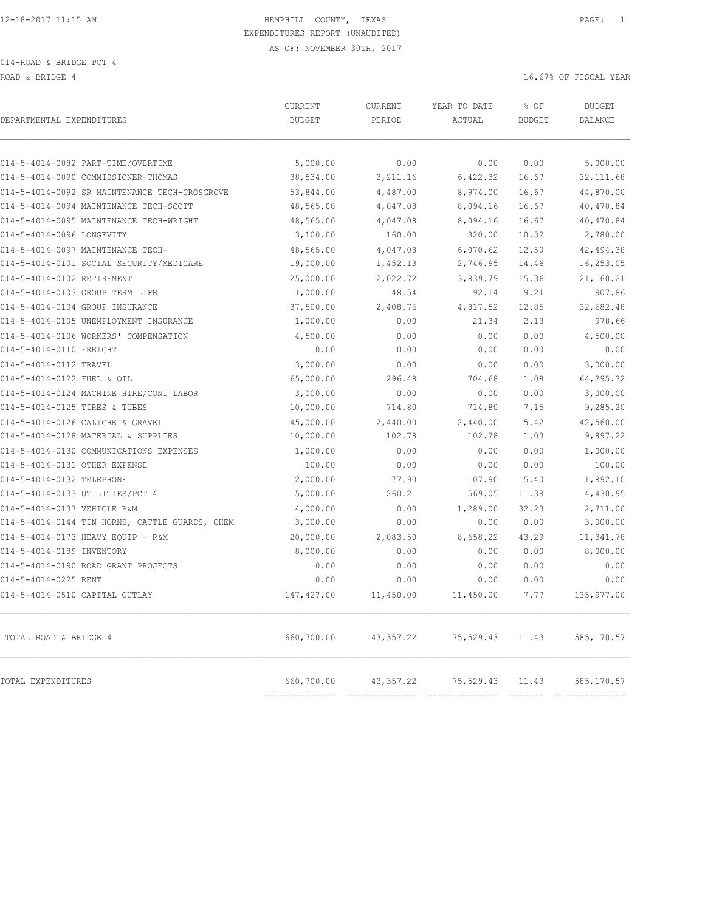HEMPHILL COUNTY, TEXAS
EXPENDITURES REPORT (UNAUDITED)
AS OF: NOVEMBER 30TH, 2017

014-ROAD & BRIDGE PCT 4

ROAD & BRIDGE 4 — 16.67% OF FISCAL YEAR

| DEPARTMENTAL EXPENDITURES | CURRENT BUDGET | CURRENT PERIOD | YEAR TO DATE ACTUAL | % OF BUDGET | BUDGET BALANCE |
|---|---|---|---|---|---|
| 014-5-4014-0082 PART-TIME/OVERTIME | 5,000.00 | 0.00 | 0.00 | 0.00 | 5,000.00 |
| 014-5-4014-0090 COMMISSIONER-THOMAS | 38,534.00 | 3,211.16 | 6,422.32 | 16.67 | 32,111.68 |
| 014-5-4014-0092 SR MAINTENANCE TECH-CROSGROVE | 53,844.00 | 4,487.00 | 8,974.00 | 16.67 | 44,870.00 |
| 014-5-4014-0094 MAINTENANCE TECH-SCOTT | 48,565.00 | 4,047.08 | 8,094.16 | 16.67 | 40,470.84 |
| 014-5-4014-0095 MAINTENANCE TECH-WRIGHT | 48,565.00 | 4,047.08 | 8,094.16 | 16.67 | 40,470.84 |
| 014-5-4014-0096 LONGEVITY | 3,100.00 | 160.00 | 320.00 | 10.32 | 2,780.00 |
| 014-5-4014-0097 MAINTENANCE TECH- | 48,565.00 | 4,047.08 | 6,070.62 | 12.50 | 42,494.38 |
| 014-5-4014-0101 SOCIAL SECURITY/MEDICARE | 19,000.00 | 1,452.13 | 2,746.95 | 14.46 | 16,253.05 |
| 014-5-4014-0102 RETIREMENT | 25,000.00 | 2,022.72 | 3,839.79 | 15.36 | 21,160.21 |
| 014-5-4014-0103 GROUP TERM LIFE | 1,000.00 | 48.54 | 92.14 | 9.21 | 907.86 |
| 014-5-4014-0104 GROUP INSURANCE | 37,500.00 | 2,408.76 | 4,817.52 | 12.85 | 32,682.48 |
| 014-5-4014-0105 UNEMPLOYMENT INSURANCE | 1,000.00 | 0.00 | 21.34 | 2.13 | 978.66 |
| 014-5-4014-0106 WORKERS' COMPENSATION | 4,500.00 | 0.00 | 0.00 | 0.00 | 4,500.00 |
| 014-5-4014-0110 FREIGHT | 0.00 | 0.00 | 0.00 | 0.00 | 0.00 |
| 014-5-4014-0112 TRAVEL | 3,000.00 | 0.00 | 0.00 | 0.00 | 3,000.00 |
| 014-5-4014-0122 FUEL & OIL | 65,000.00 | 296.48 | 704.68 | 1.08 | 64,295.32 |
| 014-5-4014-0124 MACHINE HIRE/CONT LABOR | 3,000.00 | 0.00 | 0.00 | 0.00 | 3,000.00 |
| 014-5-4014-0125 TIRES & TUBES | 10,000.00 | 714.80 | 714.80 | 7.15 | 9,285.20 |
| 014-5-4014-0126 CALICHE & GRAVEL | 45,000.00 | 2,440.00 | 2,440.00 | 5.42 | 42,560.00 |
| 014-5-4014-0128 MATERIAL & SUPPLIES | 10,000.00 | 102.78 | 102.78 | 1.03 | 9,897.22 |
| 014-5-4014-0130 COMMUNICATIONS EXPENSES | 1,000.00 | 0.00 | 0.00 | 0.00 | 1,000.00 |
| 014-5-4014-0131 OTHER EXPENSE | 100.00 | 0.00 | 0.00 | 0.00 | 100.00 |
| 014-5-4014-0132 TELEPHONE | 2,000.00 | 77.90 | 107.90 | 5.40 | 1,892.10 |
| 014-5-4014-0133 UTILITIES/PCT 4 | 5,000.00 | 260.21 | 569.05 | 11.38 | 4,430.95 |
| 014-5-4014-0137 VEHICLE R&M | 4,000.00 | 0.00 | 1,289.00 | 32.23 | 2,711.00 |
| 014-5-4014-0144 TIN HORNS, CATTLE GUARDS, CHEM | 3,000.00 | 0.00 | 0.00 | 0.00 | 3,000.00 |
| 014-5-4014-0173 HEAVY EQUIP - R&M | 20,000.00 | 2,083.50 | 8,658.22 | 43.29 | 11,341.78 |
| 014-5-4014-0189 INVENTORY | 8,000.00 | 0.00 | 0.00 | 0.00 | 8,000.00 |
| 014-5-4014-0190 ROAD GRANT PROJECTS | 0.00 | 0.00 | 0.00 | 0.00 | 0.00 |
| 014-5-4014-0225 RENT | 0.00 | 0.00 | 0.00 | 0.00 | 0.00 |
| 014-5-4014-0510 CAPITAL OUTLAY | 147,427.00 | 11,450.00 | 11,450.00 | 7.77 | 135,977.00 |
| TOTAL ROAD & BRIDGE 4 | 660,700.00 | 43,357.22 | 75,529.43 | 11.43 | 585,170.57 |
| TOTAL EXPENDITURES | 660,700.00 | 43,357.22 | 75,529.43 | 11.43 | 585,170.57 |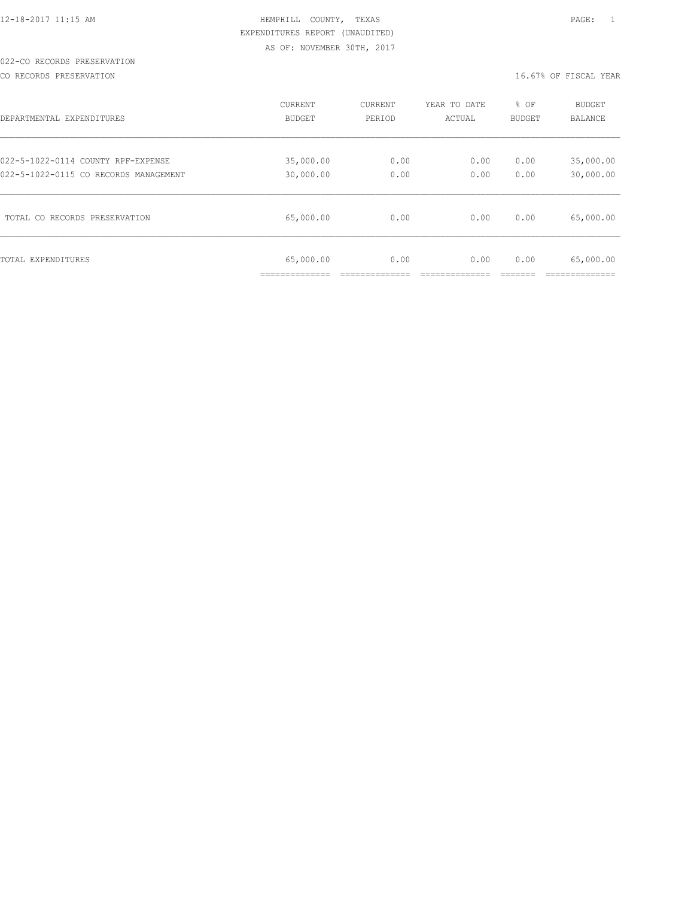HEMPHILL COUNTY, TEXAS
EXPENDITURES REPORT (UNAUDITED)
AS OF: NOVEMBER 30TH, 2017

022-CO RECORDS PRESERVATION

CO RECORDS PRESERVATION — 16.67% OF FISCAL YEAR

| DEPARTMENTAL EXPENDITURES | CURRENT BUDGET | CURRENT PERIOD | YEAR TO DATE ACTUAL | % OF BUDGET | BUDGET BALANCE |
|---|---|---|---|---|---|
| 022-5-1022-0114 COUNTY RPF-EXPENSE | 35,000.00 | 0.00 | 0.00 | 0.00 | 35,000.00 |
| 022-5-1022-0115 CO RECORDS MANAGEMENT | 30,000.00 | 0.00 | 0.00 | 0.00 | 30,000.00 |
| TOTAL CO RECORDS PRESERVATION | 65,000.00 | 0.00 | 0.00 | 0.00 | 65,000.00 |
| TOTAL EXPENDITURES | 65,000.00 | 0.00 | 0.00 | 0.00 | 65,000.00 |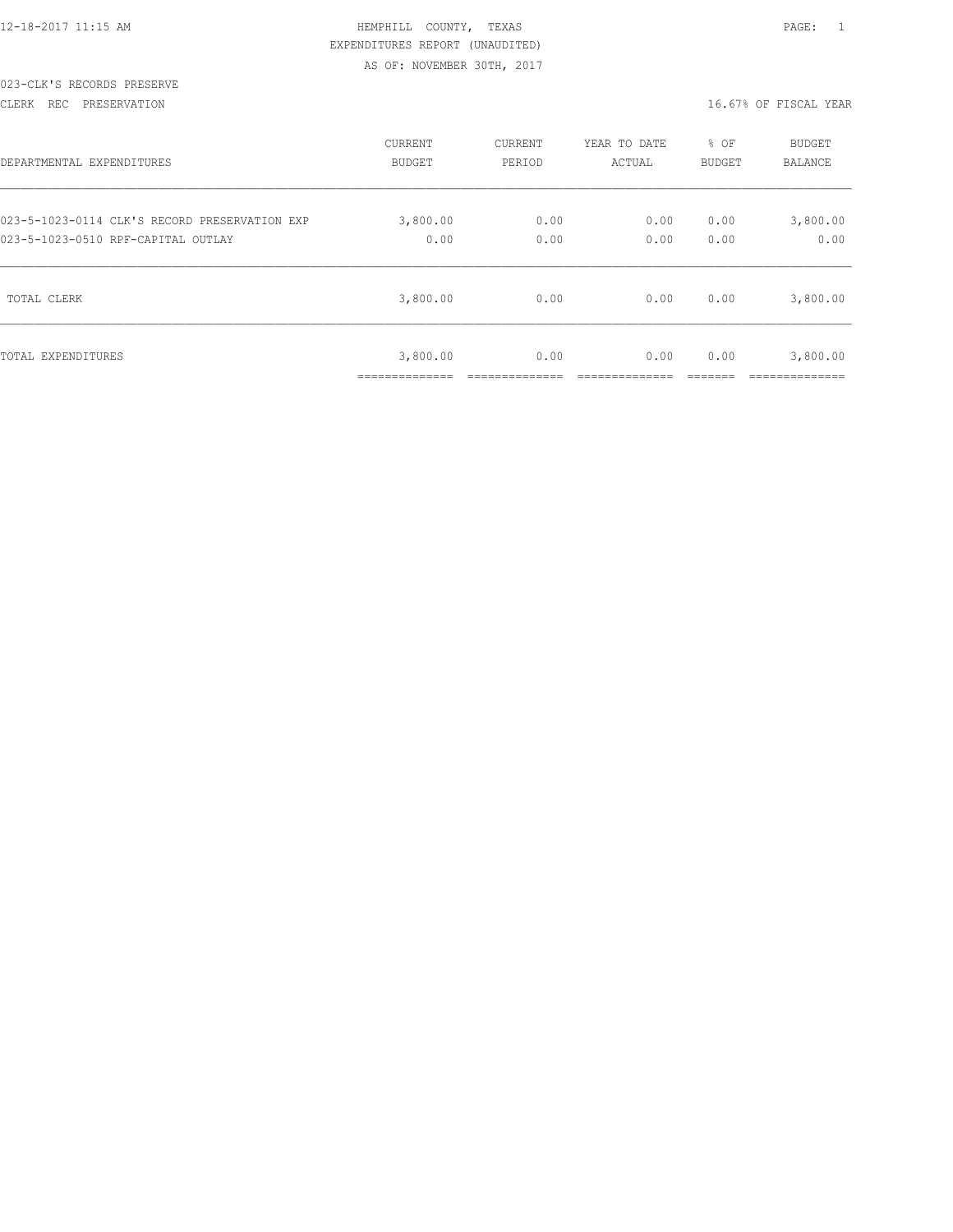12-18-2017 11:15 AM

HEMPHILL COUNTY, TEXAS
EXPENDITURES REPORT (UNAUDITED)
AS OF: NOVEMBER 30TH, 2017

023-CLK'S RECORDS PRESERVE
CLERK REC PRESERVATION

16.67% OF FISCAL YEAR

| DEPARTMENTAL EXPENDITURES | CURRENT BUDGET | CURRENT PERIOD | YEAR TO DATE ACTUAL | % OF BUDGET | BUDGET BALANCE |
|---|---|---|---|---|---|
| 023-5-1023-0114 CLK'S RECORD PRESERVATION EXP | 3,800.00 | 0.00 | 0.00 | 0.00 | 3,800.00 |
| 023-5-1023-0510 RPF-CAPITAL OUTLAY | 0.00 | 0.00 | 0.00 | 0.00 | 0.00 |
| TOTAL CLERK | 3,800.00 | 0.00 | 0.00 | 0.00 | 3,800.00 |
| TOTAL EXPENDITURES | 3,800.00 | 0.00 | 0.00 | 0.00 | 3,800.00 |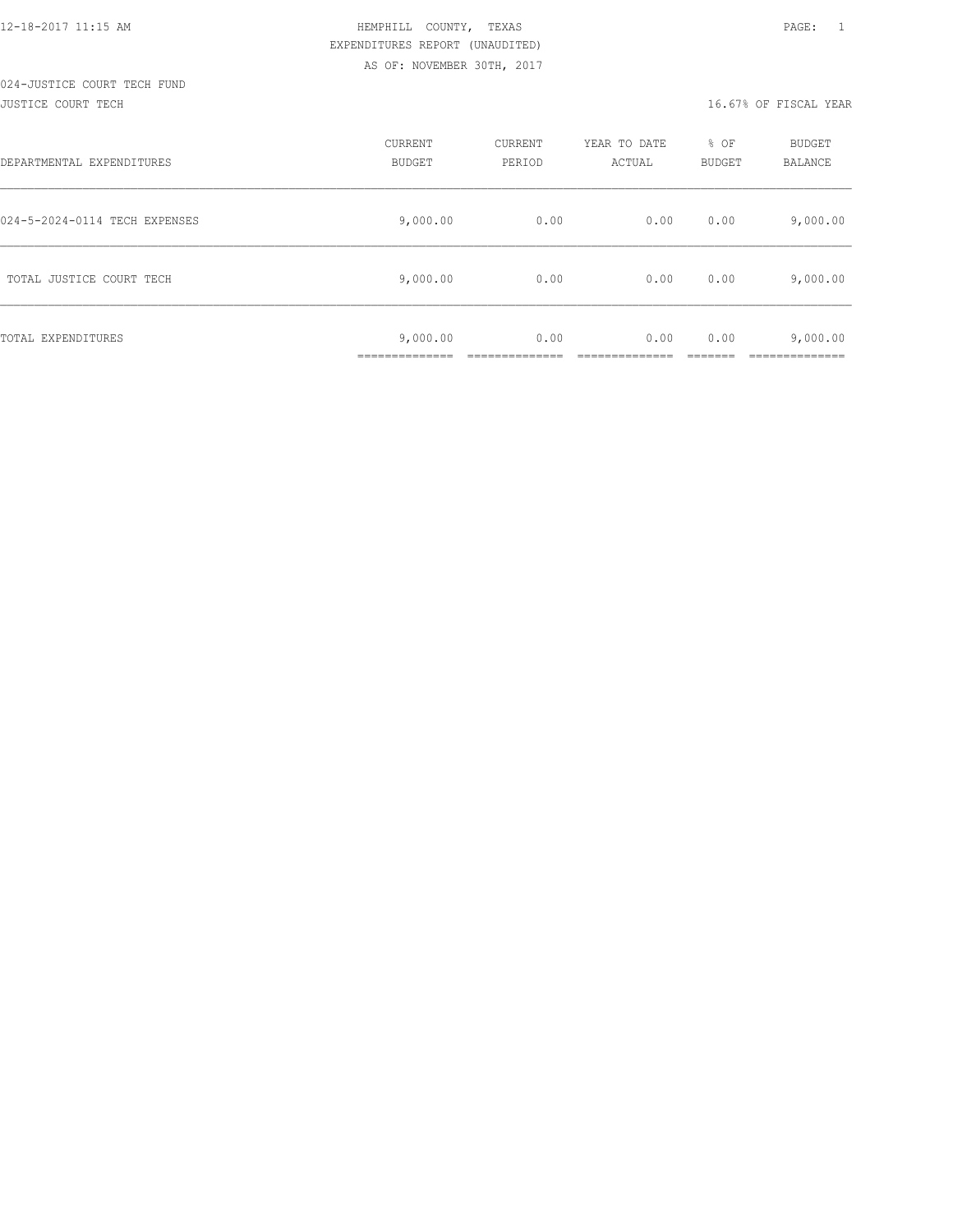12-18-2017 11:15 AM

HEMPHILL COUNTY, TEXAS

EXPENDITURES REPORT (UNAUDITED)

AS OF: NOVEMBER 30TH, 2017

024-JUSTICE COURT TECH FUND

JUSTICE COURT TECH

16.67% OF FISCAL YEAR

| DEPARTMENTAL EXPENDITURES | CURRENT BUDGET | CURRENT PERIOD | YEAR TO DATE ACTUAL | % OF BUDGET | BUDGET BALANCE |
|---|---|---|---|---|---|
| 024-5-2024-0114 TECH EXPENSES | 9,000.00 | 0.00 | 0.00 | 0.00 | 9,000.00 |
| TOTAL JUSTICE COURT TECH | 9,000.00 | 0.00 | 0.00 | 0.00 | 9,000.00 |
| TOTAL EXPENDITURES | 9,000.00 | 0.00 | 0.00 | 0.00 | 9,000.00 |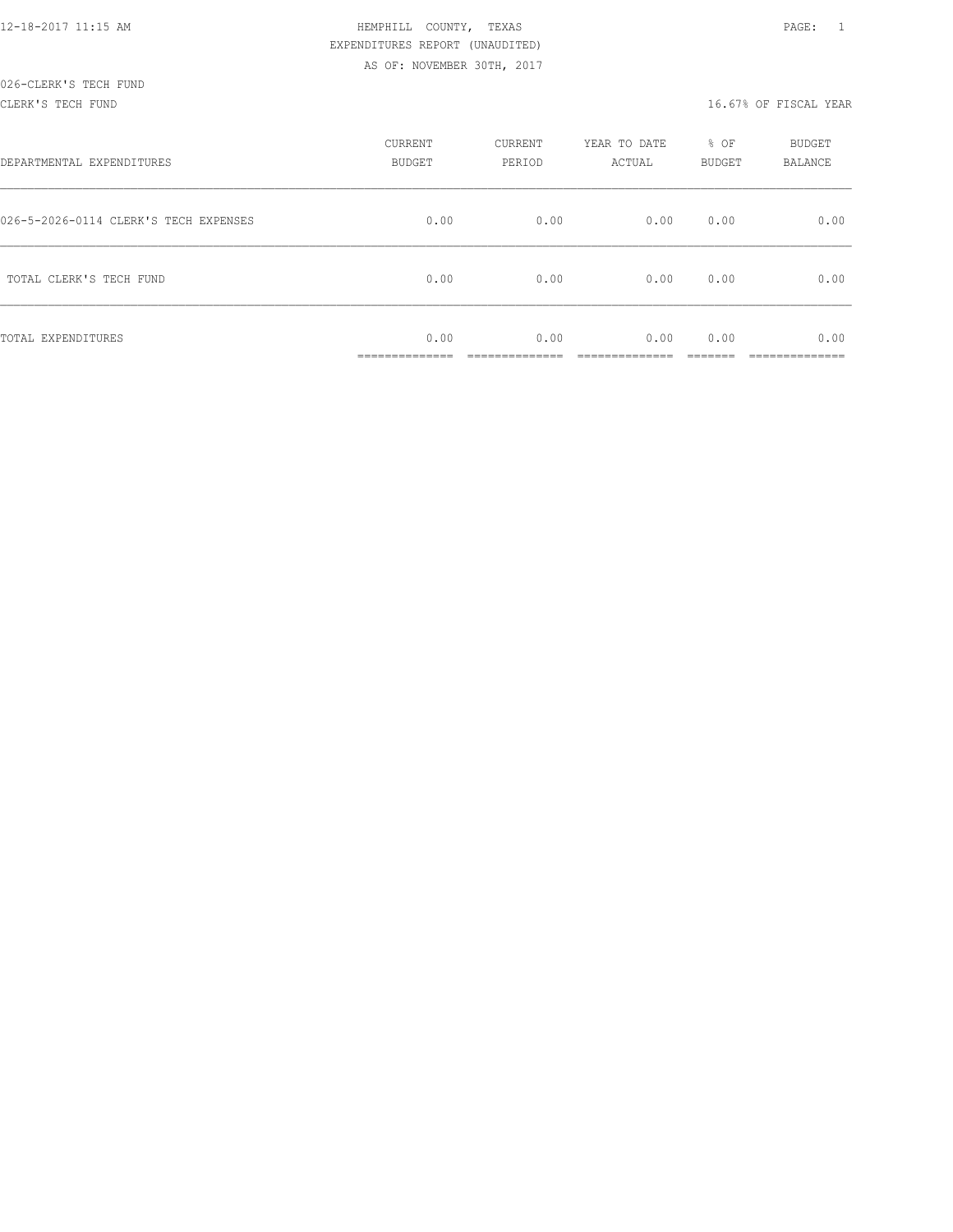12-18-2017 11:15 AM HEMPHILL COUNTY, TEXAS PAGE: 1

EXPENDITURES REPORT (UNAUDITED)

AS OF: NOVEMBER 30TH, 2017

026-CLERK'S TECH FUND

CLERK'S TECH FUND 16.67% OF FISCAL YEAR

| DEPARTMENTAL EXPENDITURES | CURRENT BUDGET | CURRENT PERIOD | YEAR TO DATE ACTUAL | % OF BUDGET | BUDGET BALANCE |
|---|---|---|---|---|---|
| 026-5-2026-0114 CLERK'S TECH EXPENSES | 0.00 | 0.00 | 0.00 | 0.00 | 0.00 |
| TOTAL CLERK'S TECH FUND | 0.00 | 0.00 | 0.00 | 0.00 | 0.00 |
| TOTAL EXPENDITURES | 0.00 | 0.00 | 0.00 | 0.00 | 0.00 |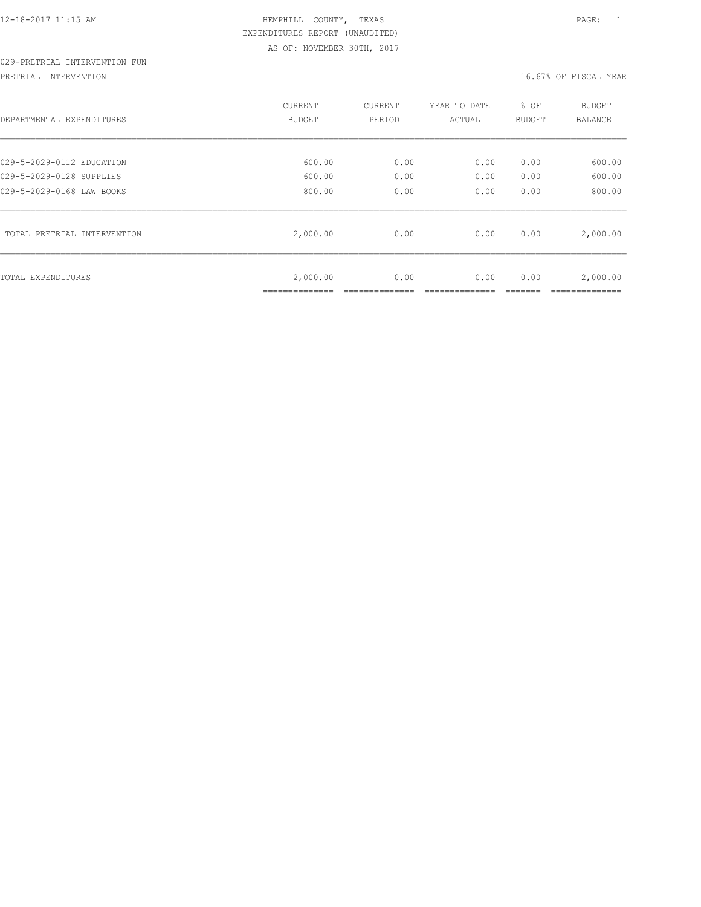HEMPHILL COUNTY, TEXAS

EXPENDITURES REPORT (UNAUDITED)

AS OF: NOVEMBER 30TH, 2017

029-PRETRIAL INTERVENTION FUN

PRETRIAL INTERVENTION — 16.67% OF FISCAL YEAR

| DEPARTMENTAL EXPENDITURES | CURRENT BUDGET | CURRENT PERIOD | YEAR TO DATE ACTUAL | % OF BUDGET | BUDGET BALANCE |
|---|---|---|---|---|---|
| 029-5-2029-0112 EDUCATION | 600.00 | 0.00 | 0.00 | 0.00 | 600.00 |
| 029-5-2029-0128 SUPPLIES | 600.00 | 0.00 | 0.00 | 0.00 | 600.00 |
| 029-5-2029-0168 LAW BOOKS | 800.00 | 0.00 | 0.00 | 0.00 | 800.00 |
| TOTAL PRETRIAL INTERVENTION | 2,000.00 | 0.00 | 0.00 | 0.00 | 2,000.00 |
| TOTAL EXPENDITURES | 2,000.00 | 0.00 | 0.00 | 0.00 | 2,000.00 |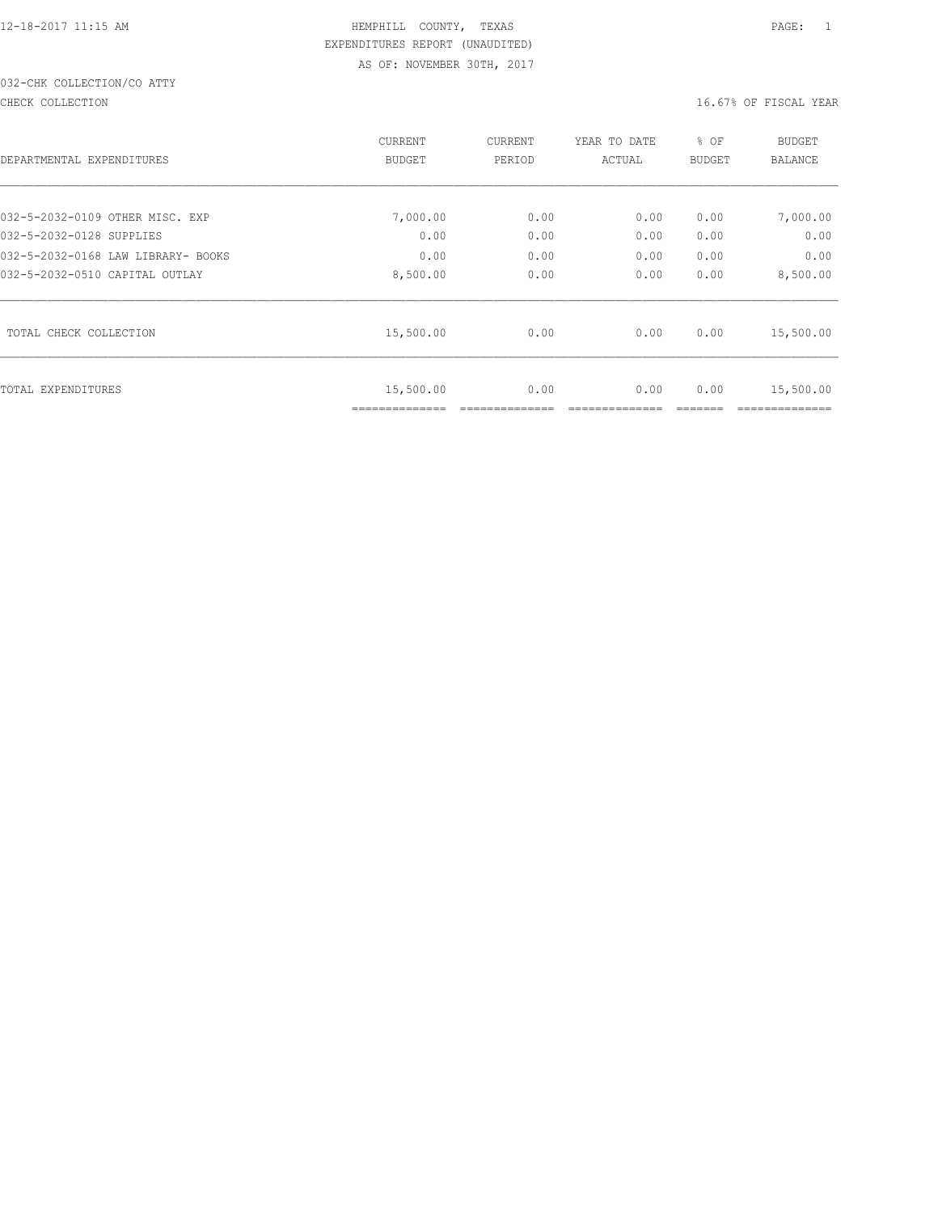12-18-2017 11:15 AM

# HEMPHILL COUNTY, TEXAS

EXPENDITURES REPORT (UNAUDITED)

AS OF: NOVEMBER 30TH, 2017

032-CHK COLLECTION/CO ATTY

CHECK COLLECTION — 16.67% OF FISCAL YEAR

| DEPARTMENTAL EXPENDITURES | CURRENT BUDGET | CURRENT PERIOD | YEAR TO DATE ACTUAL | % OF BUDGET | BUDGET BALANCE |
|---|---|---|---|---|---|
| 032-5-2032-0109 OTHER MISC. EXP | 7,000.00 | 0.00 | 0.00 | 0.00 | 7,000.00 |
| 032-5-2032-0128 SUPPLIES | 0.00 | 0.00 | 0.00 | 0.00 | 0.00 |
| 032-5-2032-0168 LAW LIBRARY- BOOKS | 0.00 | 0.00 | 0.00 | 0.00 | 0.00 |
| 032-5-2032-0510 CAPITAL OUTLAY | 8,500.00 | 0.00 | 0.00 | 0.00 | 8,500.00 |
| TOTAL CHECK COLLECTION | 15,500.00 | 0.00 | 0.00 | 0.00 | 15,500.00 |
| TOTAL EXPENDITURES | 15,500.00 | 0.00 | 0.00 | 0.00 | 15,500.00 |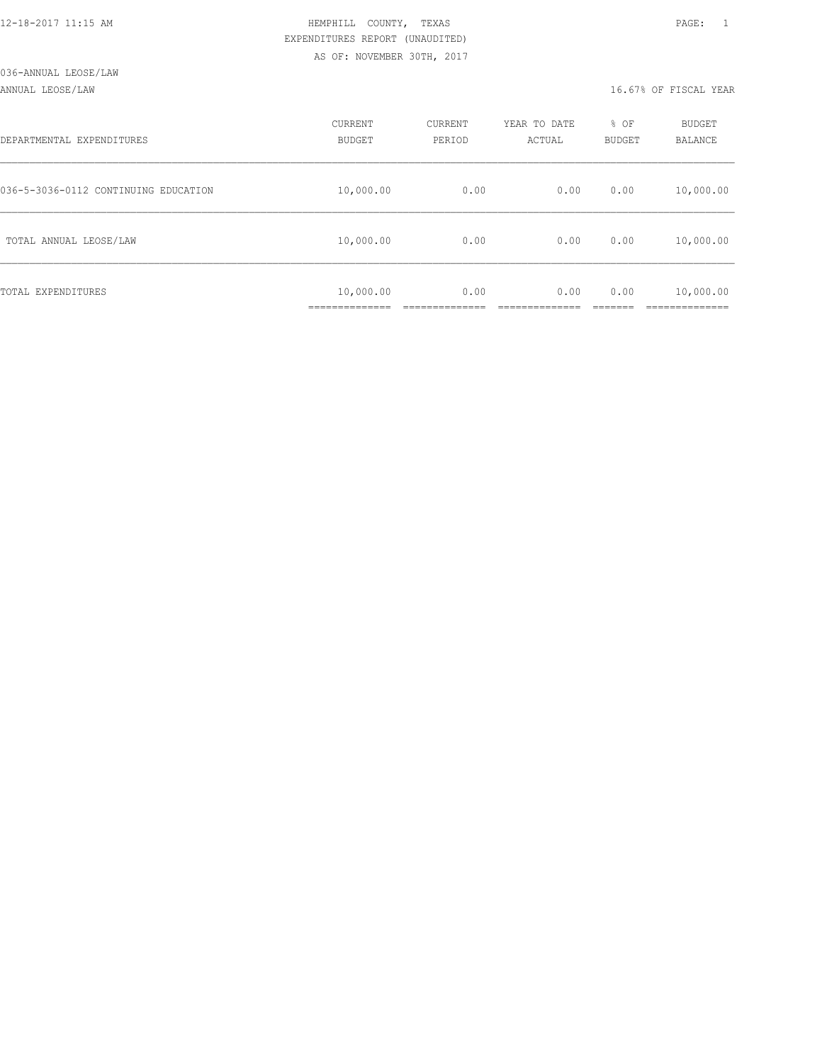12-18-2017 11:15 AM

HEMPHILL COUNTY, TEXAS

EXPENDITURES REPORT (UNAUDITED)

AS OF: NOVEMBER 30TH, 2017

036-ANNUAL LEOSE/LAW

ANNUAL LEOSE/LAW

16.67% OF FISCAL YEAR

| DEPARTMENTAL EXPENDITURES | CURRENT BUDGET | CURRENT PERIOD | YEAR TO DATE ACTUAL | % OF BUDGET | BUDGET BALANCE |
|---|---|---|---|---|---|
| 036-5-3036-0112 CONTINUING EDUCATION | 10,000.00 | 0.00 | 0.00 | 0.00 | 10,000.00 |
| TOTAL ANNUAL LEOSE/LAW | 10,000.00 | 0.00 | 0.00 | 0.00 | 10,000.00 |
| TOTAL EXPENDITURES | 10,000.00 | 0.00 | 0.00 | 0.00 | 10,000.00 |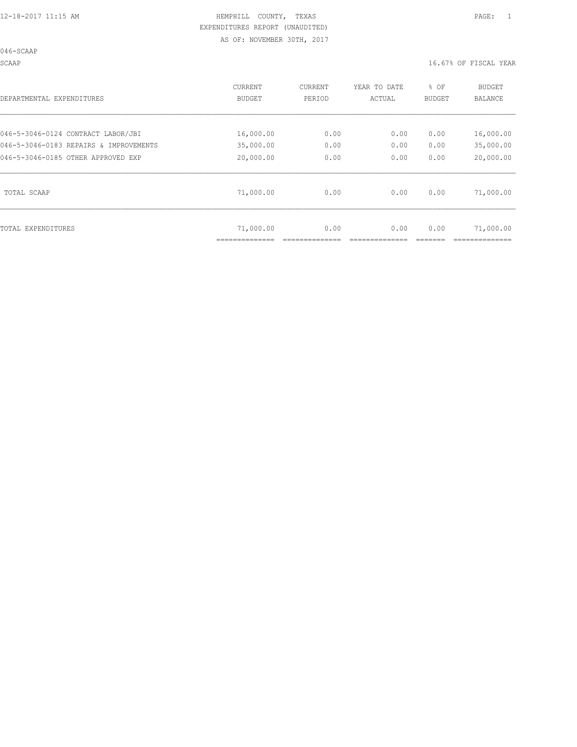HEMPHILL COUNTY, TEXAS

EXPENDITURES REPORT (UNAUDITED)

AS OF: NOVEMBER 30TH, 2017

046-SCAAP

SCAAP — 16.67% OF FISCAL YEAR

| DEPARTMENTAL EXPENDITURES | CURRENT BUDGET | CURRENT PERIOD | YEAR TO DATE ACTUAL | % OF BUDGET | BUDGET BALANCE |
|---|---|---|---|---|---|
| 046-5-3046-0124 CONTRACT LABOR/JBI | 16,000.00 | 0.00 | 0.00 | 0.00 | 16,000.00 |
| 046-5-3046-0183 REPAIRS & IMPROVEMENTS | 35,000.00 | 0.00 | 0.00 | 0.00 | 35,000.00 |
| 046-5-3046-0185 OTHER APPROVED EXP | 20,000.00 | 0.00 | 0.00 | 0.00 | 20,000.00 |
| TOTAL SCAAP | 71,000.00 | 0.00 | 0.00 | 0.00 | 71,000.00 |
| TOTAL EXPENDITURES | 71,000.00 | 0.00 | 0.00 | 0.00 | 71,000.00 |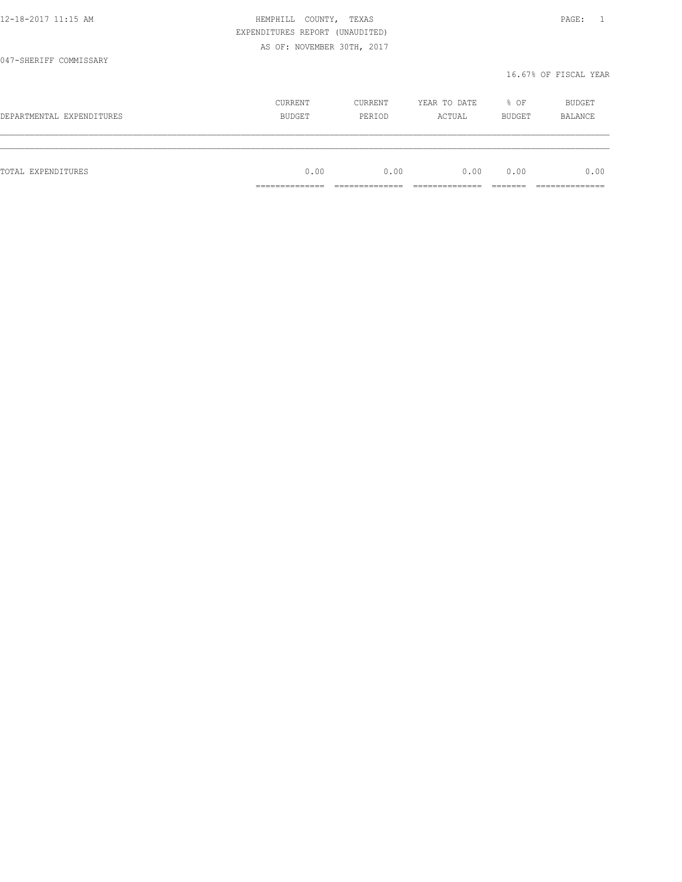HEMPHILL COUNTY, TEXAS
EXPENDITURES REPORT (UNAUDITED)
AS OF: NOVEMBER 30TH, 2017

047-SHERIFF COMMISSARY

16.67% OF FISCAL YEAR

| DEPARTMENTAL EXPENDITURES | CURRENT BUDGET | CURRENT PERIOD | YEAR TO DATE ACTUAL | % OF BUDGET | BUDGET BALANCE |
|---|---|---|---|---|---|
| TOTAL EXPENDITURES | 0.00 | 0.00 | 0.00 | 0.00 | 0.00 |